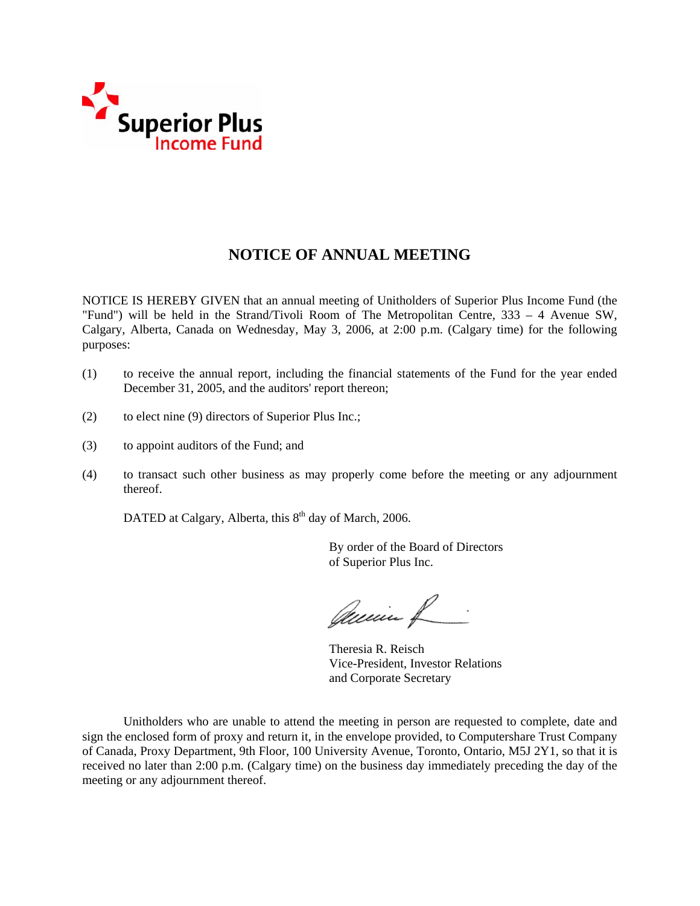Superior Plus
Income Fund

# NOTICE OF ANNUAL MEETING

NOTICE IS HEREBY GIVEN that an annual meeting of Unitholders of Superior Plus Income Fund (the "Fund") will be held in the Strand/Tivoli Room of The Metropolitan Centre, 333 – 4 Avenue SW, Calgary, Alberta, Canada on Wednesday, May 3, 2006, at 2:00 p.m. (Calgary time) for the following purposes:

(1) to receive the annual report, including the financial statements of the Fund for the year ended December 31, 2005, and the auditors' report thereon;

(2) to elect nine (9) directors of Superior Plus Inc.;

(3) to appoint auditors of the Fund; and

(4) to transact such other business as may properly come before the meeting or any adjournment thereof.

DATED at Calgary, Alberta, this 8th day of March, 2006.

By order of the Board of Directors
of Superior Plus Inc.

Theresia R. Reisch
Vice-President, Investor Relations
and Corporate Secretary

Unitholders who are unable to attend the meeting in person are requested to complete, date and sign the enclosed form of proxy and return it, in the envelope provided, to Computershare Trust Company of Canada, Proxy Department, 9th Floor, 100 University Avenue, Toronto, Ontario, M5J 2Y1, so that it is received no later than 2:00 p.m. (Calgary time) on the business day immediately preceding the day of the meeting or any adjournment thereof.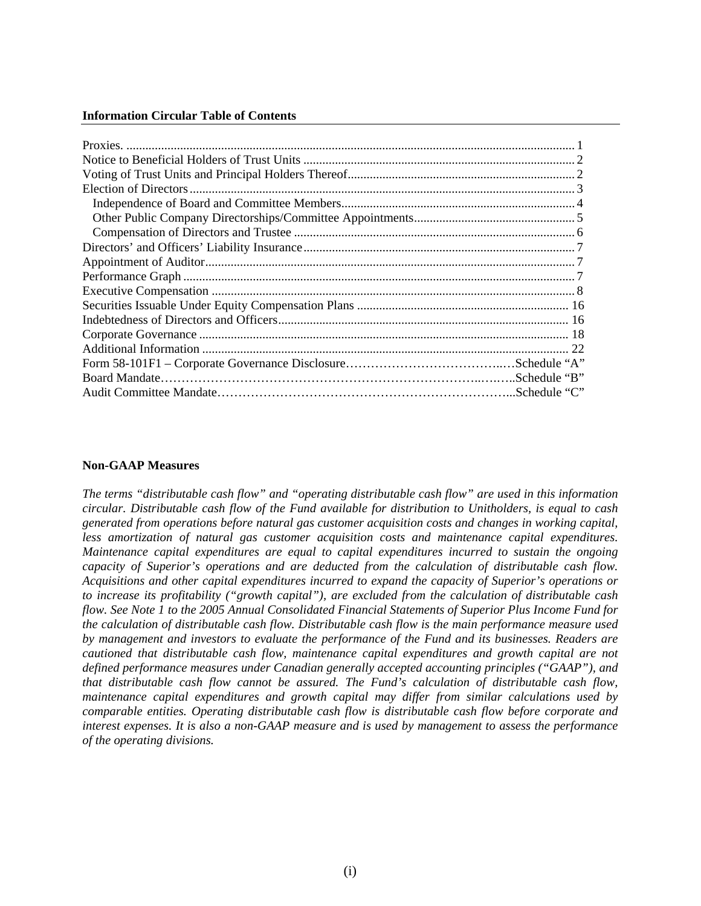**Information Circular Table of Contents**

| | |
|---|---|
| Proxies. | 1 |
| Notice to Beneficial Holders of Trust Units | 2 |
| Voting of Trust Units and Principal Holders Thereof | 2 |
| Election of Directors | 3 |
| Independence of Board and Committee Members | 4 |
| Other Public Company Directorships/Committee Appointments | 5 |
| Compensation of Directors and Trustee | 6 |
| Directors' and Officers' Liability Insurance | 7 |
| Appointment of Auditor | 7 |
| Performance Graph | 7 |
| Executive Compensation | 8 |
| Securities Issuable Under Equity Compensation Plans | 16 |
| Indebtedness of Directors and Officers | 16 |
| Corporate Governance | 18 |
| Additional Information | 22 |
| Form 58-101F1 – Corporate Governance Disclosure | Schedule "A" |
| Board Mandate | Schedule "B" |
| Audit Committee Mandate | Schedule "C" |

**Non-GAAP Measures**

*The terms "distributable cash flow" and "operating distributable cash flow" are used in this information circular. Distributable cash flow of the Fund available for distribution to Unitholders, is equal to cash generated from operations before natural gas customer acquisition costs and changes in working capital, less amortization of natural gas customer acquisition costs and maintenance capital expenditures. Maintenance capital expenditures are equal to capital expenditures incurred to sustain the ongoing capacity of Superior's operations and are deducted from the calculation of distributable cash flow. Acquisitions and other capital expenditures incurred to expand the capacity of Superior's operations or to increase its profitability ("growth capital"), are excluded from the calculation of distributable cash flow. See Note 1 to the 2005 Annual Consolidated Financial Statements of Superior Plus Income Fund for the calculation of distributable cash flow. Distributable cash flow is the main performance measure used by management and investors to evaluate the performance of the Fund and its businesses. Readers are cautioned that distributable cash flow, maintenance capital expenditures and growth capital are not defined performance measures under Canadian generally accepted accounting principles ("GAAP"), and that distributable cash flow cannot be assured. The Fund's calculation of distributable cash flow, maintenance capital expenditures and growth capital may differ from similar calculations used by comparable entities. Operating distributable cash flow is distributable cash flow before corporate and interest expenses. It is also a non-GAAP measure and is used by management to assess the performance of the operating divisions.*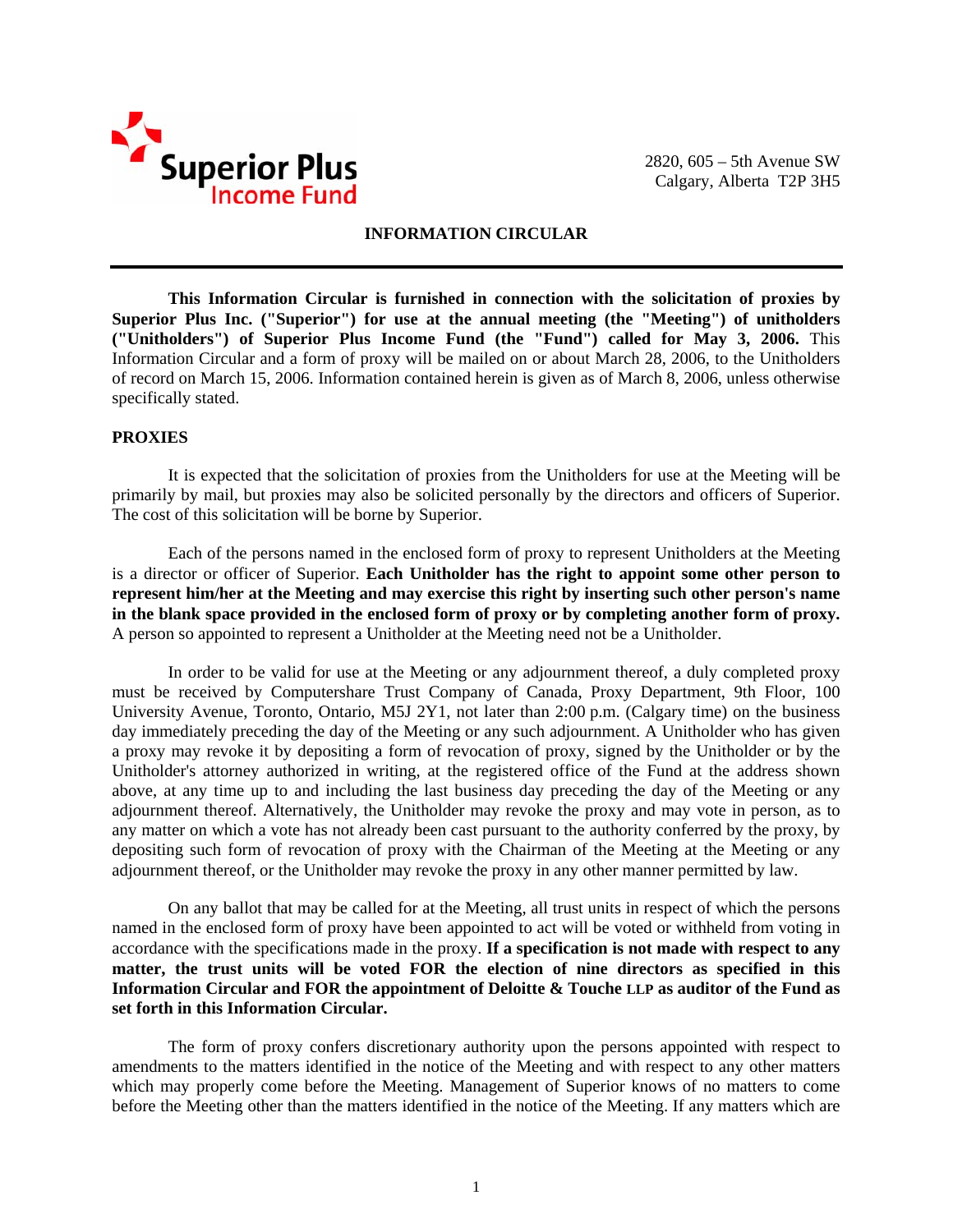**Superior Plus Income Fund**

2820, 605 – 5th Avenue SW
Calgary, Alberta T2P 3H5

# INFORMATION CIRCULAR

**This Information Circular is furnished in connection with the solicitation of proxies by Superior Plus Inc. ("Superior") for use at the annual meeting (the "Meeting") of unitholders ("Unitholders") of Superior Plus Income Fund (the "Fund") called for May 3, 2006.** This Information Circular and a form of proxy will be mailed on or about March 28, 2006, to the Unitholders of record on March 15, 2006. Information contained herein is given as of March 8, 2006, unless otherwise specifically stated.

## PROXIES

It is expected that the solicitation of proxies from the Unitholders for use at the Meeting will be primarily by mail, but proxies may also be solicited personally by the directors and officers of Superior. The cost of this solicitation will be borne by Superior.

Each of the persons named in the enclosed form of proxy to represent Unitholders at the Meeting is a director or officer of Superior. **Each Unitholder has the right to appoint some other person to represent him/her at the Meeting and may exercise this right by inserting such other person's name in the blank space provided in the enclosed form of proxy or by completing another form of proxy.** A person so appointed to represent a Unitholder at the Meeting need not be a Unitholder.

In order to be valid for use at the Meeting or any adjournment thereof, a duly completed proxy must be received by Computershare Trust Company of Canada, Proxy Department, 9th Floor, 100 University Avenue, Toronto, Ontario, M5J 2Y1, not later than 2:00 p.m. (Calgary time) on the business day immediately preceding the day of the Meeting or any such adjournment. A Unitholder who has given a proxy may revoke it by depositing a form of revocation of proxy, signed by the Unitholder or by the Unitholder's attorney authorized in writing, at the registered office of the Fund at the address shown above, at any time up to and including the last business day preceding the day of the Meeting or any adjournment thereof. Alternatively, the Unitholder may revoke the proxy and may vote in person, as to any matter on which a vote has not already been cast pursuant to the authority conferred by the proxy, by depositing such form of revocation of proxy with the Chairman of the Meeting at the Meeting or any adjournment thereof, or the Unitholder may revoke the proxy in any other manner permitted by law.

On any ballot that may be called for at the Meeting, all trust units in respect of which the persons named in the enclosed form of proxy have been appointed to act will be voted or withheld from voting in accordance with the specifications made in the proxy. **If a specification is not made with respect to any matter, the trust units will be voted FOR the election of nine directors as specified in this Information Circular and FOR the appointment of Deloitte & Touche LLP as auditor of the Fund as set forth in this Information Circular.**

The form of proxy confers discretionary authority upon the persons appointed with respect to amendments to the matters identified in the notice of the Meeting and with respect to any other matters which may properly come before the Meeting. Management of Superior knows of no matters to come before the Meeting other than the matters identified in the notice of the Meeting. If any matters which are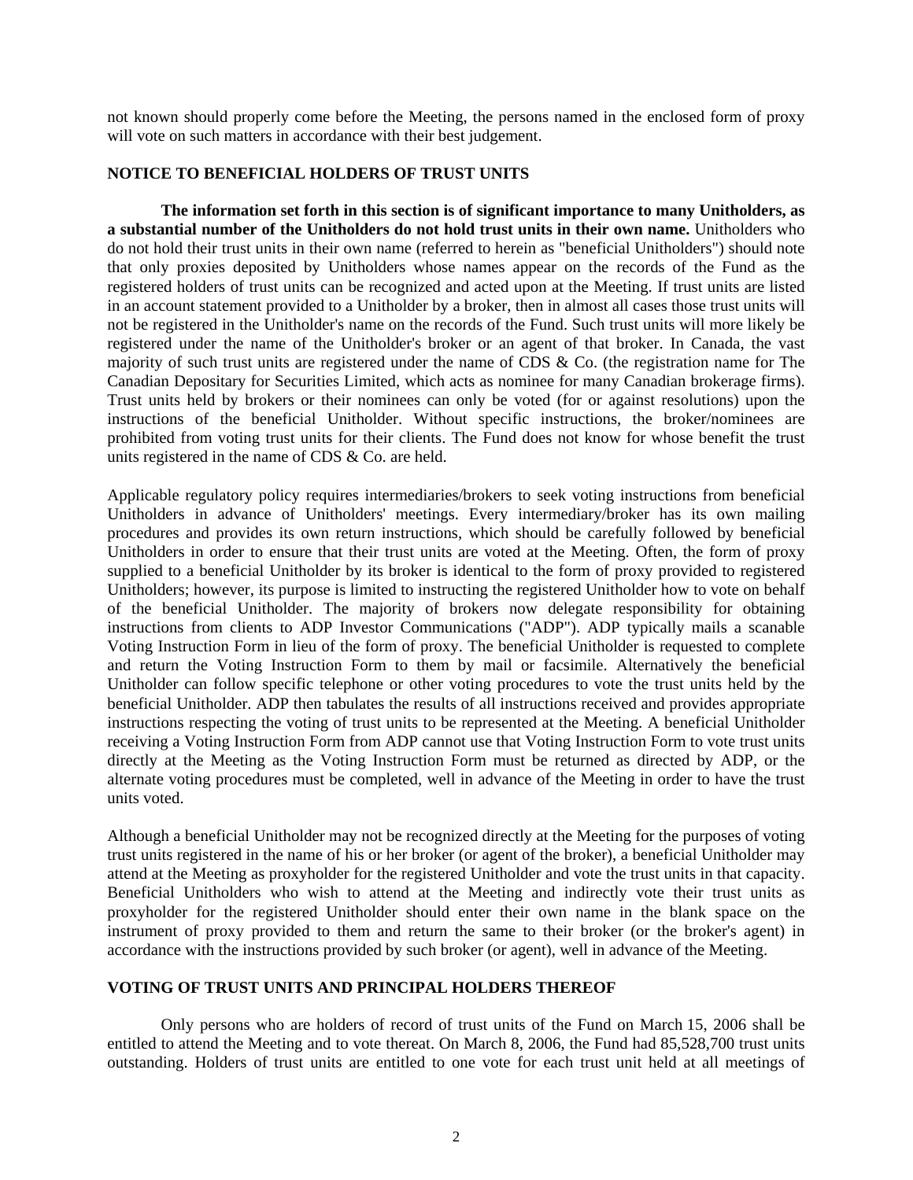not known should properly come before the Meeting, the persons named in the enclosed form of proxy will vote on such matters in accordance with their best judgement.

## NOTICE TO BENEFICIAL HOLDERS OF TRUST UNITS

**The information set forth in this section is of significant importance to many Unitholders, as a substantial number of the Unitholders do not hold trust units in their own name.** Unitholders who do not hold their trust units in their own name (referred to herein as "beneficial Unitholders") should note that only proxies deposited by Unitholders whose names appear on the records of the Fund as the registered holders of trust units can be recognized and acted upon at the Meeting. If trust units are listed in an account statement provided to a Unitholder by a broker, then in almost all cases those trust units will not be registered in the Unitholder's name on the records of the Fund. Such trust units will more likely be registered under the name of the Unitholder's broker or an agent of that broker. In Canada, the vast majority of such trust units are registered under the name of CDS & Co. (the registration name for The Canadian Depositary for Securities Limited, which acts as nominee for many Canadian brokerage firms). Trust units held by brokers or their nominees can only be voted (for or against resolutions) upon the instructions of the beneficial Unitholder. Without specific instructions, the broker/nominees are prohibited from voting trust units for their clients. The Fund does not know for whose benefit the trust units registered in the name of CDS & Co. are held.

Applicable regulatory policy requires intermediaries/brokers to seek voting instructions from beneficial Unitholders in advance of Unitholders' meetings. Every intermediary/broker has its own mailing procedures and provides its own return instructions, which should be carefully followed by beneficial Unitholders in order to ensure that their trust units are voted at the Meeting. Often, the form of proxy supplied to a beneficial Unitholder by its broker is identical to the form of proxy provided to registered Unitholders; however, its purpose is limited to instructing the registered Unitholder how to vote on behalf of the beneficial Unitholder. The majority of brokers now delegate responsibility for obtaining instructions from clients to ADP Investor Communications ("ADP"). ADP typically mails a scanable Voting Instruction Form in lieu of the form of proxy. The beneficial Unitholder is requested to complete and return the Voting Instruction Form to them by mail or facsimile. Alternatively the beneficial Unitholder can follow specific telephone or other voting procedures to vote the trust units held by the beneficial Unitholder. ADP then tabulates the results of all instructions received and provides appropriate instructions respecting the voting of trust units to be represented at the Meeting. A beneficial Unitholder receiving a Voting Instruction Form from ADP cannot use that Voting Instruction Form to vote trust units directly at the Meeting as the Voting Instruction Form must be returned as directed by ADP, or the alternate voting procedures must be completed, well in advance of the Meeting in order to have the trust units voted.

Although a beneficial Unitholder may not be recognized directly at the Meeting for the purposes of voting trust units registered in the name of his or her broker (or agent of the broker), a beneficial Unitholder may attend at the Meeting as proxyholder for the registered Unitholder and vote the trust units in that capacity. Beneficial Unitholders who wish to attend at the Meeting and indirectly vote their trust units as proxyholder for the registered Unitholder should enter their own name in the blank space on the instrument of proxy provided to them and return the same to their broker (or the broker's agent) in accordance with the instructions provided by such broker (or agent), well in advance of the Meeting.

## VOTING OF TRUST UNITS AND PRINCIPAL HOLDERS THEREOF

Only persons who are holders of record of trust units of the Fund on March 15, 2006 shall be entitled to attend the Meeting and to vote thereat. On March 8, 2006, the Fund had 85,528,700 trust units outstanding. Holders of trust units are entitled to one vote for each trust unit held at all meetings of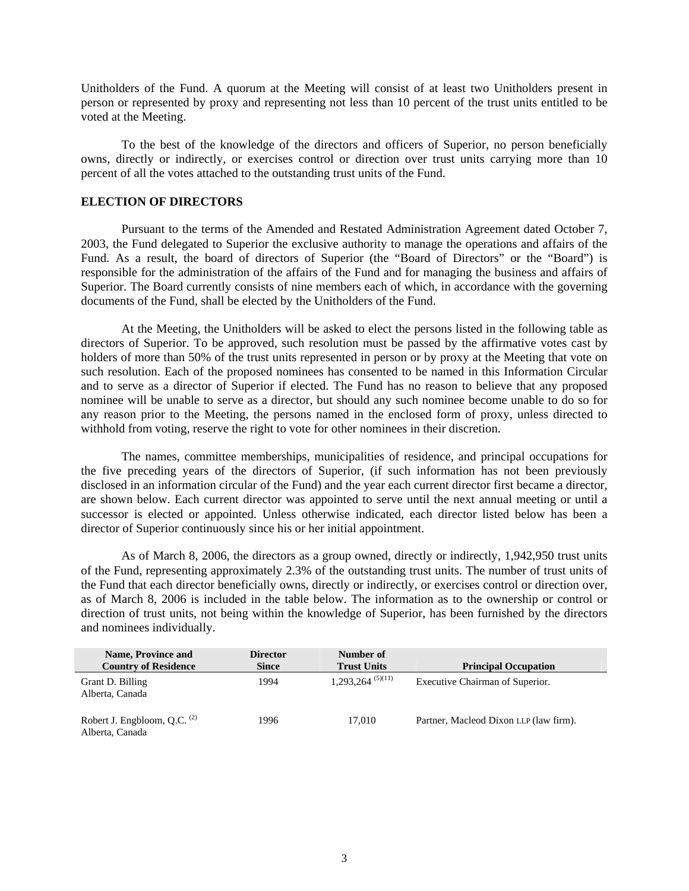Unitholders of the Fund. A quorum at the Meeting will consist of at least two Unitholders present in person or represented by proxy and representing not less than 10 percent of the trust units entitled to be voted at the Meeting.

To the best of the knowledge of the directors and officers of Superior, no person beneficially owns, directly or indirectly, or exercises control or direction over trust units carrying more than 10 percent of all the votes attached to the outstanding trust units of the Fund.

**ELECTION OF DIRECTORS**

Pursuant to the terms of the Amended and Restated Administration Agreement dated October 7, 2003, the Fund delegated to Superior the exclusive authority to manage the operations and affairs of the Fund. As a result, the board of directors of Superior (the "Board of Directors" or the "Board") is responsible for the administration of the affairs of the Fund and for managing the business and affairs of Superior. The Board currently consists of nine members each of which, in accordance with the governing documents of the Fund, shall be elected by the Unitholders of the Fund.

At the Meeting, the Unitholders will be asked to elect the persons listed in the following table as directors of Superior. To be approved, such resolution must be passed by the affirmative votes cast by holders of more than 50% of the trust units represented in person or by proxy at the Meeting that vote on such resolution. Each of the proposed nominees has consented to be named in this Information Circular and to serve as a director of Superior if elected. The Fund has no reason to believe that any proposed nominee will be unable to serve as a director, but should any such nominee become unable to do so for any reason prior to the Meeting, the persons named in the enclosed form of proxy, unless directed to withhold from voting, reserve the right to vote for other nominees in their discretion.

The names, committee memberships, municipalities of residence, and principal occupations for the five preceding years of the directors of Superior, (if such information has not been previously disclosed in an information circular of the Fund) and the year each current director first became a director, are shown below. Each current director was appointed to serve until the next annual meeting or until a successor is elected or appointed. Unless otherwise indicated, each director listed below has been a director of Superior continuously since his or her initial appointment.

As of March 8, 2006, the directors as a group owned, directly or indirectly, 1,942,950 trust units of the Fund, representing approximately 2.3% of the outstanding trust units. The number of trust units of the Fund that each director beneficially owns, directly or indirectly, or exercises control or direction over, as of March 8, 2006 is included in the table below. The information as to the ownership or control or direction of trust units, not being within the knowledge of Superior, has been furnished by the directors and nominees individually.

| Name, Province and Country of Residence | Director Since | Number of Trust Units | Principal Occupation |
|---|---|---|---|
| Grant D. Billing<br>Alberta, Canada | 1994 | 1,293,264 (5)(11) | Executive Chairman of Superior. |
| Robert J. Engbloom, Q.C. (2)<br>Alberta, Canada | 1996 | 17,010 | Partner, Macleod Dixon LLP (law firm). |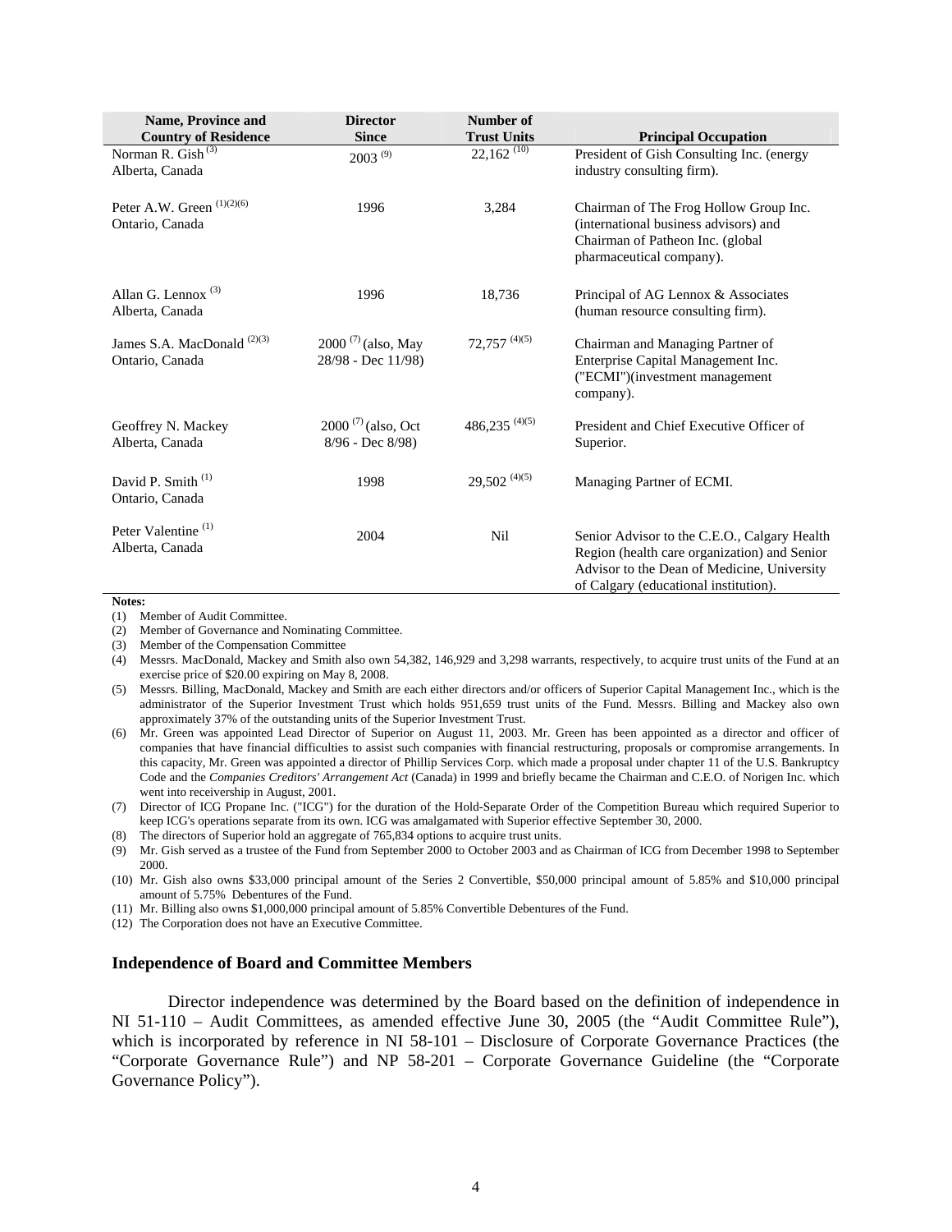| Name, Province and Country of Residence | Director Since | Number of Trust Units | Principal Occupation |
|---|---|---|---|
| Norman R. Gish [3] Alberta, Canada | 2003 [9] | 22,162 [10] | President of Gish Consulting Inc. (energy industry consulting firm). |
| Peter A.W. Green [(1)(2)(6)] Ontario, Canada | 1996 | 3,284 | Chairman of The Frog Hollow Group Inc. (international business advisors) and Chairman of Patheon Inc. (global pharmaceutical company). |
| Allan G. Lennox [3] Alberta, Canada | 1996 | 18,736 | Principal of AG Lennox & Associates (human resource consulting firm). |
| James S.A. MacDonald [(2)(3)] Ontario, Canada | 2000 [7] (also, May 28/98 - Dec 11/98) | 72,757 [(4)(5)] | Chairman and Managing Partner of Enterprise Capital Management Inc. ("ECMI")(investment management company). |
| Geoffrey N. Mackey Alberta, Canada | 2000 [7] (also, Oct 8/96 - Dec 8/98) | 486,235 [(4)(5)] | President and Chief Executive Officer of Superior. |
| David P. Smith [1] Ontario, Canada | 1998 | 29,502 [(4)(5)] | Managing Partner of ECMI. |
| Peter Valentine [1] Alberta, Canada | 2004 | Nil | Senior Advisor to the C.E.O., Calgary Health Region (health care organization) and Senior Advisor to the Dean of Medicine, University of Calgary (educational institution). |

**Notes:**

(1) Member of Audit Committee.

(2) Member of Governance and Nominating Committee.

(3) Member of the Compensation Committee

(4) Messrs. MacDonald, Mackey and Smith also own 54,382, 146,929 and 3,298 warrants, respectively, to acquire trust units of the Fund at an exercise price of $20.00 expiring on May 8, 2008.

(5) Messrs. Billing, MacDonald, Mackey and Smith are each either directors and/or officers of Superior Capital Management Inc., which is the administrator of the Superior Investment Trust which holds 951,659 trust units of the Fund. Messrs. Billing and Mackey also own approximately 37% of the outstanding units of the Superior Investment Trust.

(6) Mr. Green was appointed Lead Director of Superior on August 11, 2003. Mr. Green has been appointed as a director and officer of companies that have financial difficulties to assist such companies with financial restructuring, proposals or compromise arrangements. In this capacity, Mr. Green was appointed a director of Phillip Services Corp. which made a proposal under chapter 11 of the U.S. Bankruptcy Code and the *Companies Creditors' Arrangement Act* (Canada) in 1999 and briefly became the Chairman and C.E.O. of Norigen Inc. which went into receivership in August, 2001.

(7) Director of ICG Propane Inc. ("ICG") for the duration of the Hold-Separate Order of the Competition Bureau which required Superior to keep ICG's operations separate from its own. ICG was amalgamated with Superior effective September 30, 2000.

(8) The directors of Superior hold an aggregate of 765,834 options to acquire trust units.

(9) Mr. Gish served as a trustee of the Fund from September 2000 to October 2003 and as Chairman of ICG from December 1998 to September 2000.

(10) Mr. Gish also owns $33,000 principal amount of the Series 2 Convertible, $50,000 principal amount of 5.85% and $10,000 principal amount of 5.75% Debentures of the Fund.

(11) Mr. Billing also owns $1,000,000 principal amount of 5.85% Convertible Debentures of the Fund.

(12) The Corporation does not have an Executive Committee.

### Independence of Board and Committee Members

Director independence was determined by the Board based on the definition of independence in NI 51-110 – Audit Committees, as amended effective June 30, 2005 (the "Audit Committee Rule"), which is incorporated by reference in NI 58-101 – Disclosure of Corporate Governance Practices (the "Corporate Governance Rule") and NP 58-201 – Corporate Governance Guideline (the "Corporate Governance Policy").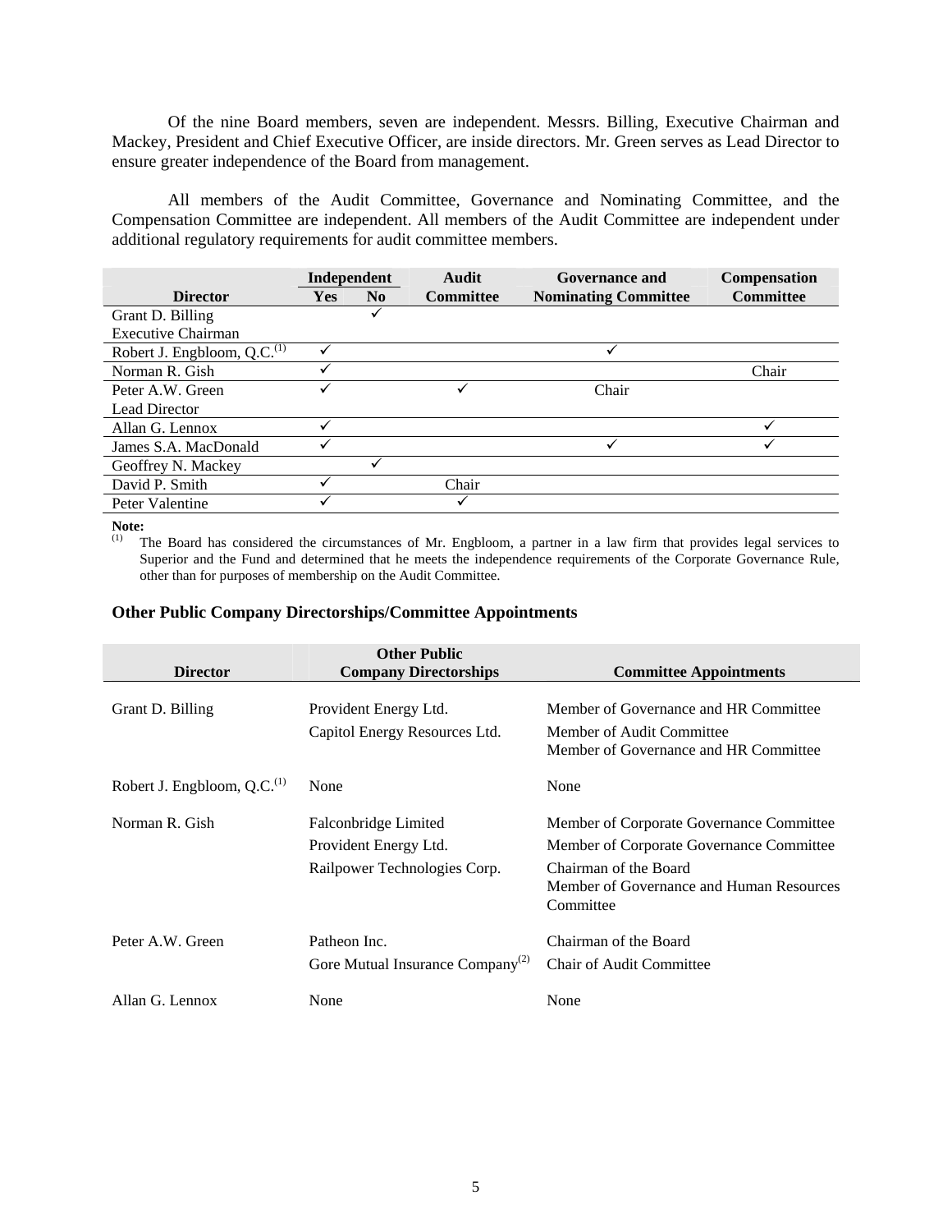Of the nine Board members, seven are independent. Messrs. Billing, Executive Chairman and Mackey, President and Chief Executive Officer, are inside directors. Mr. Green serves as Lead Director to ensure greater independence of the Board from management.

All members of the Audit Committee, Governance and Nominating Committee, and the Compensation Committee are independent. All members of the Audit Committee are independent under additional regulatory requirements for audit committee members.

| Director | Independent | | Audit Committee | Governance and Nominating Committee | Compensation Committee |
|---|---|---|---|---|---|
| | Yes | No | | | |
| Grant D. Billing<br>Executive Chairman | | ✓ | | | |
| Robert J. Engbloom, Q.C.[1] | ✓ | | | ✓ | |
| Norman R. Gish | ✓ | | | | Chair |
| Peter A.W. Green<br>Lead Director | ✓ | | ✓ | Chair | |
| Allan G. Lennox | ✓ | | | | ✓ |
| James S.A. MacDonald | ✓ | | | ✓ | ✓ |
| Geoffrey N. Mackey | | ✓ | | | |
| David P. Smith | ✓ | | Chair | | |
| Peter Valentine | ✓ | | ✓ | | |

**Note:**

(1) The Board has considered the circumstances of Mr. Engbloom, a partner in a law firm that provides legal services to Superior and the Fund and determined that he meets the independence requirements of the Corporate Governance Rule, other than for purposes of membership on the Audit Committee.

### Other Public Company Directorships/Committee Appointments

| Director | Other Public Company Directorships | Committee Appointments |
|---|---|---|
| Grant D. Billing | Provident Energy Ltd. | Member of Governance and HR Committee |
| | Capitol Energy Resources Ltd. | Member of Audit Committee<br>Member of Governance and HR Committee |
| Robert J. Engbloom, Q.C.[1] | None | None |
| Norman R. Gish | Falconbridge Limited | Member of Corporate Governance Committee |
| | Provident Energy Ltd. | Member of Corporate Governance Committee |
| | Railpower Technologies Corp. | Chairman of the Board<br>Member of Governance and Human Resources Committee |
| Peter A.W. Green | Patheon Inc. | Chairman of the Board |
| | Gore Mutual Insurance Company[2] | Chair of Audit Committee |
| Allan G. Lennox | None | None |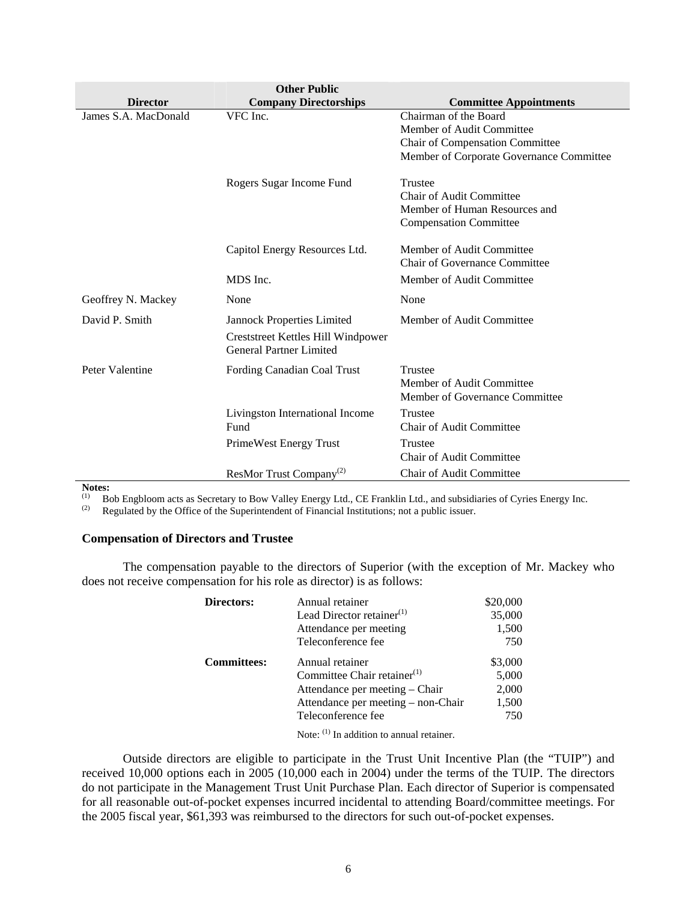| Director | Other Public Company Directorships | Committee Appointments |
|---|---|---|
| James S.A. MacDonald | VFC Inc. | Chairman of the Board<br>Member of Audit Committee<br>Chair of Compensation Committee<br>Member of Corporate Governance Committee |
| | Rogers Sugar Income Fund | Trustee<br>Chair of Audit Committee<br>Member of Human Resources and Compensation Committee |
| | Capitol Energy Resources Ltd. | Member of Audit Committee<br>Chair of Governance Committee |
| | MDS Inc. | Member of Audit Committee |
| Geoffrey N. Mackey | None | None |
| David P. Smith | Jannock Properties Limited<br>Creststreet Kettles Hill Windpower General Partner Limited | Member of Audit Committee |
| Peter Valentine | Fording Canadian Coal Trust | Trustee<br>Member of Audit Committee<br>Member of Governance Committee |
| | Livingston International Income Fund | Trustee<br>Chair of Audit Committee |
| | PrimeWest Energy Trust | Trustee<br>Chair of Audit Committee |
| | ResMor Trust Company[2] | Chair of Audit Committee |

**Notes:**

(1) Bob Engbloom acts as Secretary to Bow Valley Energy Ltd., CE Franklin Ltd., and subsidiaries of Cyries Energy Inc.

(2) Regulated by the Office of the Superintendent of Financial Institutions; not a public issuer.

### Compensation of Directors and Trustee

The compensation payable to the directors of Superior (with the exception of Mr. Mackey who does not receive compensation for his role as director) is as follows:

| | | |
|---|---|---|
| **Directors:** | Annual retainer | $20,000 |
| | Lead Director retainer[1] | 35,000 |
| | Attendance per meeting | 1,500 |
| | Teleconference fee | 750 |
| **Committees:** | Annual retainer | $3,000 |
| | Committee Chair retainer[1] | 5,000 |
| | Attendance per meeting – Chair | 2,000 |
| | Attendance per meeting – non-Chair | 1,500 |
| | Teleconference fee | 750 |

Note: [1] In addition to annual retainer.

Outside directors are eligible to participate in the Trust Unit Incentive Plan (the "TUIP") and received 10,000 options each in 2005 (10,000 each in 2004) under the terms of the TUIP. The directors do not participate in the Management Trust Unit Purchase Plan. Each director of Superior is compensated for all reasonable out-of-pocket expenses incurred incidental to attending Board/committee meetings. For the 2005 fiscal year, $61,393 was reimbursed to the directors for such out-of-pocket expenses.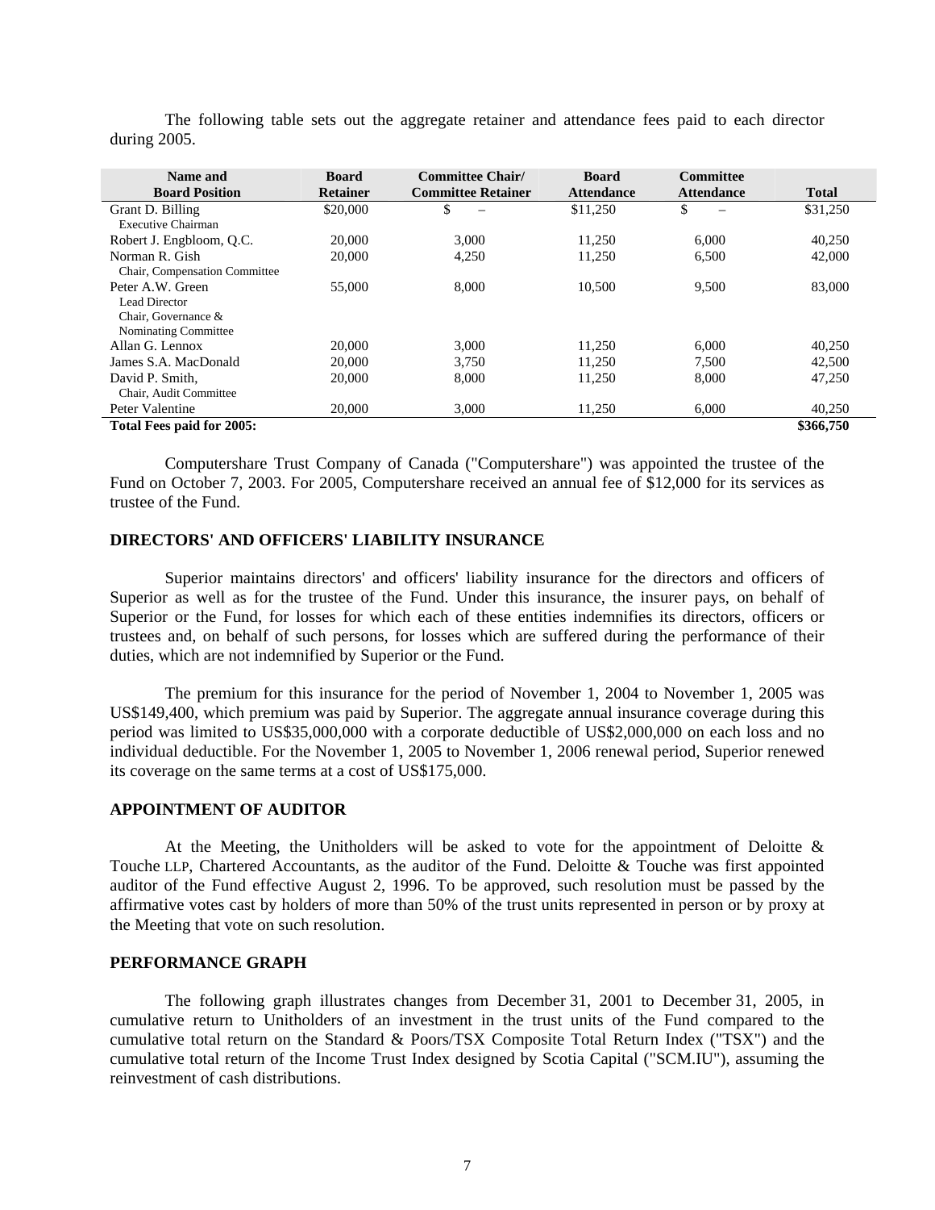The following table sets out the aggregate retainer and attendance fees paid to each director during 2005.

| Name and Board Position | Board Retainer | Committee Chair/ Committee Retainer | Board Attendance | Committee Attendance | Total |
|---|---|---|---|---|---|
| Grant D. Billing<br>Executive Chairman | $20,000 | $ – | $11,250 | $ – | $31,250 |
| Robert J. Engbloom, Q.C. | 20,000 | 3,000 | 11,250 | 6,000 | 40,250 |
| Norman R. Gish<br>Chair, Compensation Committee | 20,000 | 4,250 | 11,250 | 6,500 | 42,000 |
| Peter A.W. Green<br>Lead Director<br>Chair, Governance & Nominating Committee | 55,000 | 8,000 | 10,500 | 9,500 | 83,000 |
| Allan G. Lennox | 20,000 | 3,000 | 11,250 | 6,000 | 40,250 |
| James S.A. MacDonald | 20,000 | 3,750 | 11,250 | 7,500 | 42,500 |
| David P. Smith,<br>Chair, Audit Committee | 20,000 | 8,000 | 11,250 | 8,000 | 47,250 |
| Peter Valentine | 20,000 | 3,000 | 11,250 | 6,000 | 40,250 |
| **Total Fees paid for 2005:** | | | | | **$366,750** |

Computershare Trust Company of Canada ("Computershare") was appointed the trustee of the Fund on October 7, 2003. For 2005, Computershare received an annual fee of $12,000 for its services as trustee of the Fund.

## DIRECTORS' AND OFFICERS' LIABILITY INSURANCE

Superior maintains directors' and officers' liability insurance for the directors and officers of Superior as well as for the trustee of the Fund. Under this insurance, the insurer pays, on behalf of Superior or the Fund, for losses for which each of these entities indemnifies its directors, officers or trustees and, on behalf of such persons, for losses which are suffered during the performance of their duties, which are not indemnified by Superior or the Fund.

The premium for this insurance for the period of November 1, 2004 to November 1, 2005 was US$149,400, which premium was paid by Superior. The aggregate annual insurance coverage during this period was limited to US$35,000,000 with a corporate deductible of US$2,000,000 on each loss and no individual deductible. For the November 1, 2005 to November 1, 2006 renewal period, Superior renewed its coverage on the same terms at a cost of US$175,000.

## APPOINTMENT OF AUDITOR

At the Meeting, the Unitholders will be asked to vote for the appointment of Deloitte & Touche LLP, Chartered Accountants, as the auditor of the Fund. Deloitte & Touche was first appointed auditor of the Fund effective August 2, 1996. To be approved, such resolution must be passed by the affirmative votes cast by holders of more than 50% of the trust units represented in person or by proxy at the Meeting that vote on such resolution.

## PERFORMANCE GRAPH

The following graph illustrates changes from December 31, 2001 to December 31, 2005, in cumulative return to Unitholders of an investment in the trust units of the Fund compared to the cumulative total return on the Standard & Poors/TSX Composite Total Return Index ("TSX") and the cumulative total return of the Income Trust Index designed by Scotia Capital ("SCM.IU"), assuming the reinvestment of cash distributions.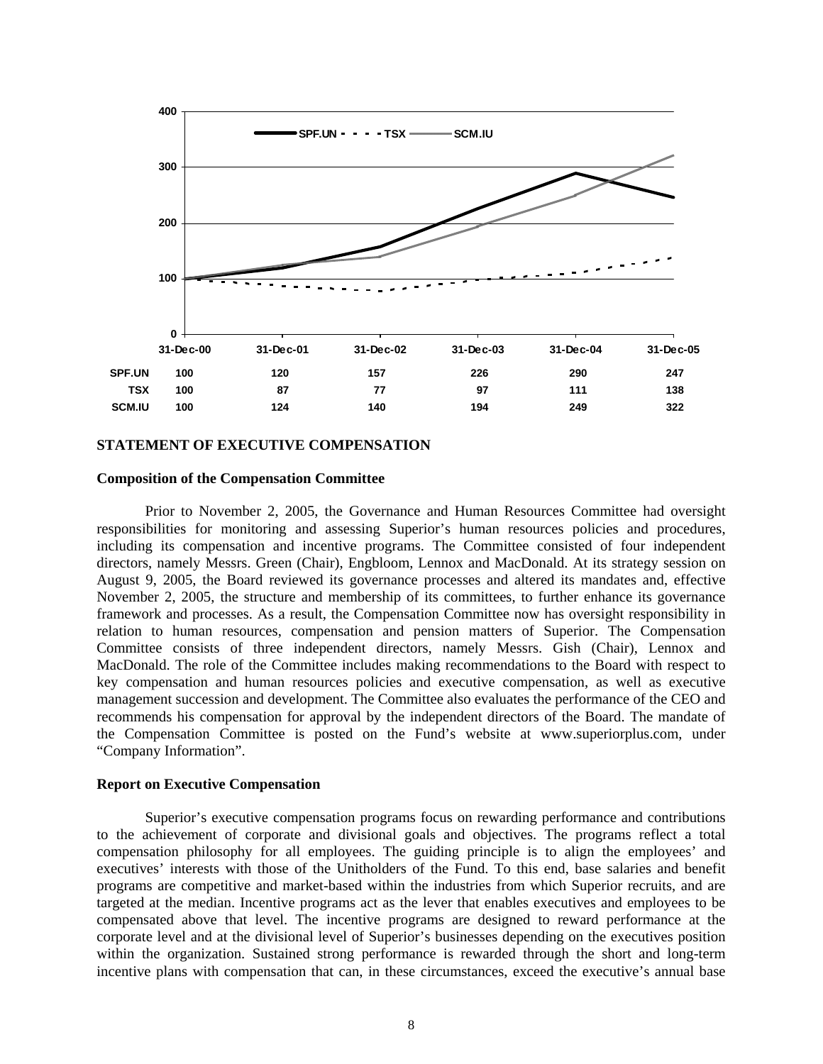| | 31-Dec-00 | 31-Dec-01 | 31-Dec-02 | 31-Dec-03 | 31-Dec-04 | 31-Dec-05 |
|---|---|---|---|---|---|---|
| SPF.UN | 100 | 120 | 157 | 226 | 290 | 247 |
| TSX | 100 | 87 | 77 | 97 | 111 | 138 |
| SCM.IU | 100 | 124 | 140 | 194 | 249 | 322 |

## STATEMENT OF EXECUTIVE COMPENSATION

### Composition of the Compensation Committee

Prior to November 2, 2005, the Governance and Human Resources Committee had oversight responsibilities for monitoring and assessing Superior's human resources policies and procedures, including its compensation and incentive programs. The Committee consisted of four independent directors, namely Messrs. Green (Chair), Engbloom, Lennox and MacDonald. At its strategy session on August 9, 2005, the Board reviewed its governance processes and altered its mandates and, effective November 2, 2005, the structure and membership of its committees, to further enhance its governance framework and processes. As a result, the Compensation Committee now has oversight responsibility in relation to human resources, compensation and pension matters of Superior. The Compensation Committee consists of three independent directors, namely Messrs. Gish (Chair), Lennox and MacDonald. The role of the Committee includes making recommendations to the Board with respect to key compensation and human resources policies and executive compensation, as well as executive management succession and development. The Committee also evaluates the performance of the CEO and recommends his compensation for approval by the independent directors of the Board. The mandate of the Compensation Committee is posted on the Fund's website at www.superiorplus.com, under "Company Information".

### Report on Executive Compensation

Superior's executive compensation programs focus on rewarding performance and contributions to the achievement of corporate and divisional goals and objectives. The programs reflect a total compensation philosophy for all employees. The guiding principle is to align the employees' and executives' interests with those of the Unitholders of the Fund. To this end, base salaries and benefit programs are competitive and market-based within the industries from which Superior recruits, and are targeted at the median. Incentive programs act as the lever that enables executives and employees to be compensated above that level. The incentive programs are designed to reward performance at the corporate level and at the divisional level of Superior's businesses depending on the executives position within the organization. Sustained strong performance is rewarded through the short and long-term incentive plans with compensation that can, in these circumstances, exceed the executive's annual base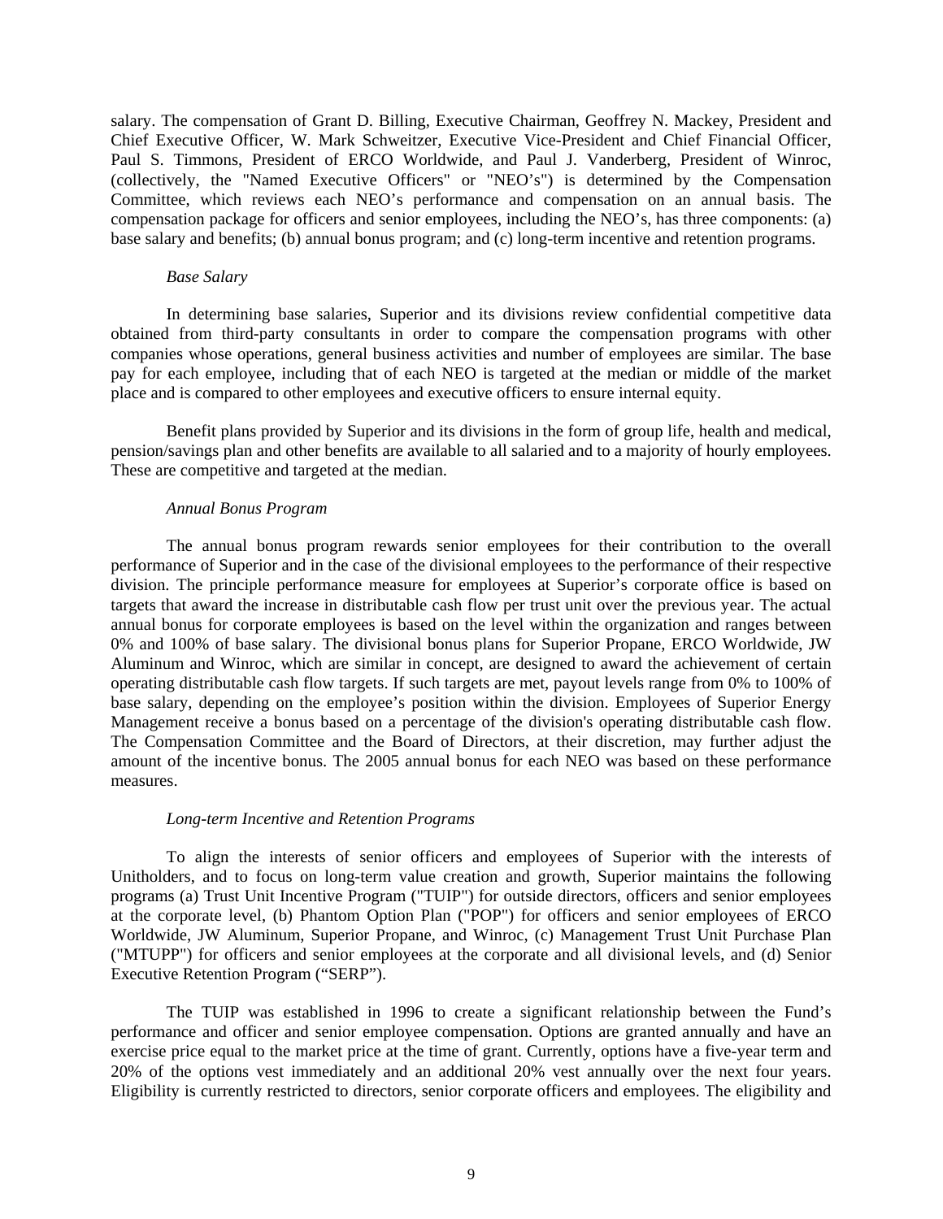salary. The compensation of Grant D. Billing, Executive Chairman, Geoffrey N. Mackey, President and Chief Executive Officer, W. Mark Schweitzer, Executive Vice-President and Chief Financial Officer, Paul S. Timmons, President of ERCO Worldwide, and Paul J. Vanderberg, President of Winroc, (collectively, the "Named Executive Officers" or "NEO's") is determined by the Compensation Committee, which reviews each NEO's performance and compensation on an annual basis. The compensation package for officers and senior employees, including the NEO's, has three components: (a) base salary and benefits; (b) annual bonus program; and (c) long-term incentive and retention programs.

*Base Salary*

In determining base salaries, Superior and its divisions review confidential competitive data obtained from third-party consultants in order to compare the compensation programs with other companies whose operations, general business activities and number of employees are similar. The base pay for each employee, including that of each NEO is targeted at the median or middle of the market place and is compared to other employees and executive officers to ensure internal equity.

Benefit plans provided by Superior and its divisions in the form of group life, health and medical, pension/savings plan and other benefits are available to all salaried and to a majority of hourly employees. These are competitive and targeted at the median.

*Annual Bonus Program*

The annual bonus program rewards senior employees for their contribution to the overall performance of Superior and in the case of the divisional employees to the performance of their respective division. The principle performance measure for employees at Superior's corporate office is based on targets that award the increase in distributable cash flow per trust unit over the previous year. The actual annual bonus for corporate employees is based on the level within the organization and ranges between 0% and 100% of base salary. The divisional bonus plans for Superior Propane, ERCO Worldwide, JW Aluminum and Winroc, which are similar in concept, are designed to award the achievement of certain operating distributable cash flow targets. If such targets are met, payout levels range from 0% to 100% of base salary, depending on the employee's position within the division. Employees of Superior Energy Management receive a bonus based on a percentage of the division's operating distributable cash flow. The Compensation Committee and the Board of Directors, at their discretion, may further adjust the amount of the incentive bonus. The 2005 annual bonus for each NEO was based on these performance measures.

*Long-term Incentive and Retention Programs*

To align the interests of senior officers and employees of Superior with the interests of Unitholders, and to focus on long-term value creation and growth, Superior maintains the following programs (a) Trust Unit Incentive Program ("TUIP") for outside directors, officers and senior employees at the corporate level, (b) Phantom Option Plan ("POP") for officers and senior employees of ERCO Worldwide, JW Aluminum, Superior Propane, and Winroc, (c) Management Trust Unit Purchase Plan ("MTUPP") for officers and senior employees at the corporate and all divisional levels, and (d) Senior Executive Retention Program ("SERP").

The TUIP was established in 1996 to create a significant relationship between the Fund's performance and officer and senior employee compensation. Options are granted annually and have an exercise price equal to the market price at the time of grant. Currently, options have a five-year term and 20% of the options vest immediately and an additional 20% vest annually over the next four years. Eligibility is currently restricted to directors, senior corporate officers and employees. The eligibility and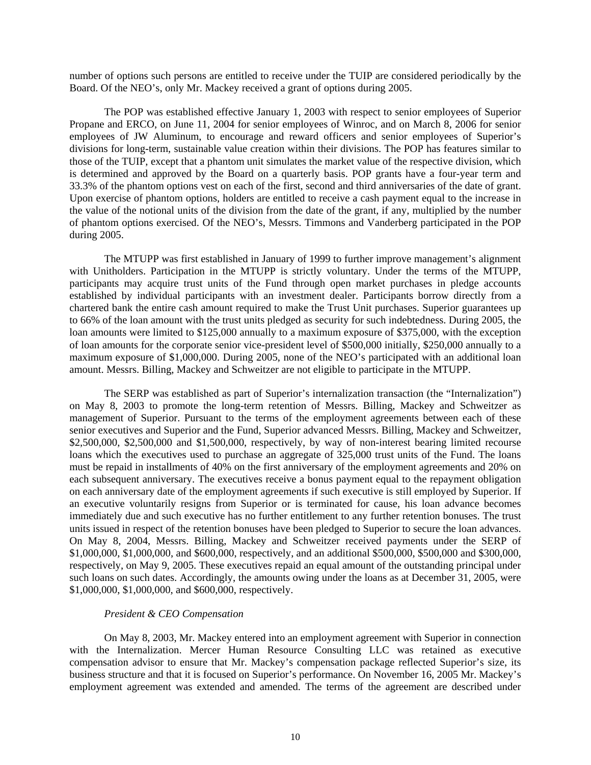number of options such persons are entitled to receive under the TUIP are considered periodically by the Board. Of the NEO's, only Mr. Mackey received a grant of options during 2005.

The POP was established effective January 1, 2003 with respect to senior employees of Superior Propane and ERCO, on June 11, 2004 for senior employees of Winroc, and on March 8, 2006 for senior employees of JW Aluminum, to encourage and reward officers and senior employees of Superior's divisions for long-term, sustainable value creation within their divisions. The POP has features similar to those of the TUIP, except that a phantom unit simulates the market value of the respective division, which is determined and approved by the Board on a quarterly basis. POP grants have a four-year term and 33.3% of the phantom options vest on each of the first, second and third anniversaries of the date of grant. Upon exercise of phantom options, holders are entitled to receive a cash payment equal to the increase in the value of the notional units of the division from the date of the grant, if any, multiplied by the number of phantom options exercised. Of the NEO's, Messrs. Timmons and Vanderberg participated in the POP during 2005.

The MTUPP was first established in January of 1999 to further improve management's alignment with Unitholders. Participation in the MTUPP is strictly voluntary. Under the terms of the MTUPP, participants may acquire trust units of the Fund through open market purchases in pledge accounts established by individual participants with an investment dealer. Participants borrow directly from a chartered bank the entire cash amount required to make the Trust Unit purchases. Superior guarantees up to 66% of the loan amount with the trust units pledged as security for such indebtedness. During 2005, the loan amounts were limited to $125,000 annually to a maximum exposure of $375,000, with the exception of loan amounts for the corporate senior vice-president level of $500,000 initially, $250,000 annually to a maximum exposure of $1,000,000. During 2005, none of the NEO's participated with an additional loan amount. Messrs. Billing, Mackey and Schweitzer are not eligible to participate in the MTUPP.

The SERP was established as part of Superior's internalization transaction (the "Internalization") on May 8, 2003 to promote the long-term retention of Messrs. Billing, Mackey and Schweitzer as management of Superior. Pursuant to the terms of the employment agreements between each of these senior executives and Superior and the Fund, Superior advanced Messrs. Billing, Mackey and Schweitzer, $2,500,000, $2,500,000 and $1,500,000, respectively, by way of non-interest bearing limited recourse loans which the executives used to purchase an aggregate of 325,000 trust units of the Fund. The loans must be repaid in installments of 40% on the first anniversary of the employment agreements and 20% on each subsequent anniversary. The executives receive a bonus payment equal to the repayment obligation on each anniversary date of the employment agreements if such executive is still employed by Superior. If an executive voluntarily resigns from Superior or is terminated for cause, his loan advance becomes immediately due and such executive has no further entitlement to any further retention bonuses. The trust units issued in respect of the retention bonuses have been pledged to Superior to secure the loan advances. On May 8, 2004, Messrs. Billing, Mackey and Schweitzer received payments under the SERP of $1,000,000, $1,000,000, and $600,000, respectively, and an additional $500,000, $500,000 and $300,000, respectively, on May 9, 2005. These executives repaid an equal amount of the outstanding principal under such loans on such dates. Accordingly, the amounts owing under the loans as at December 31, 2005, were $1,000,000, $1,000,000, and $600,000, respectively.

*President & CEO Compensation*

On May 8, 2003, Mr. Mackey entered into an employment agreement with Superior in connection with the Internalization. Mercer Human Resource Consulting LLC was retained as executive compensation advisor to ensure that Mr. Mackey's compensation package reflected Superior's size, its business structure and that it is focused on Superior's performance. On November 16, 2005 Mr. Mackey's employment agreement was extended and amended. The terms of the agreement are described under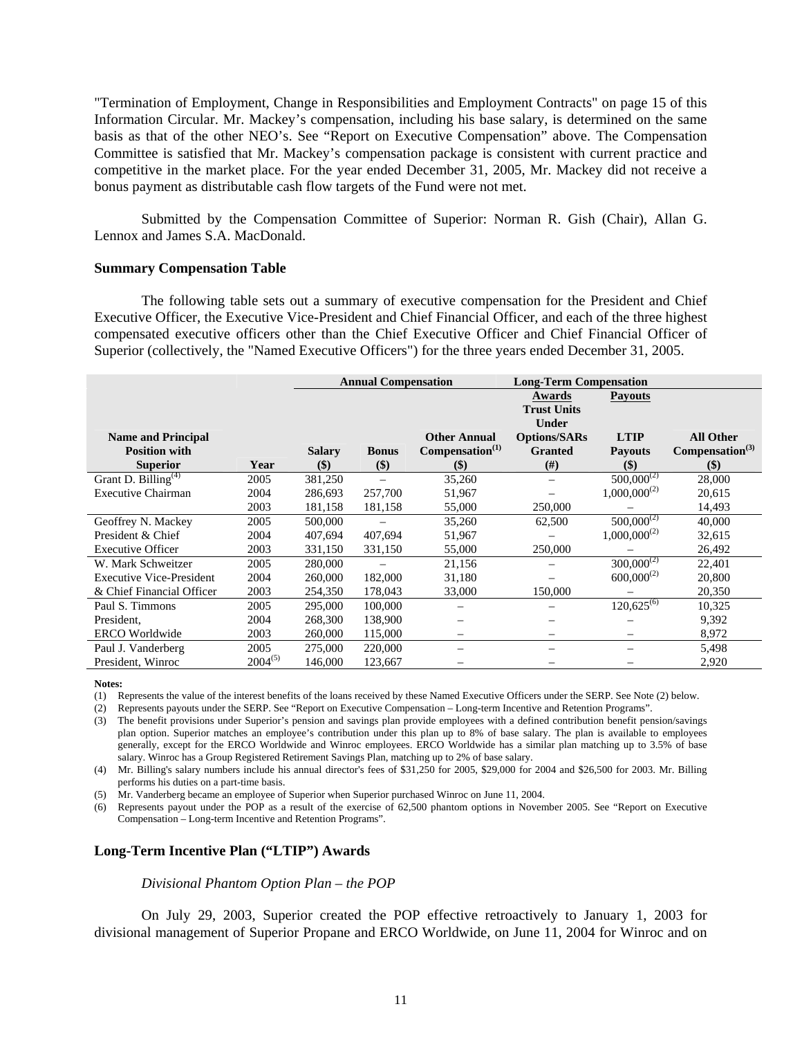"Termination of Employment, Change in Responsibilities and Employment Contracts" on page 15 of this Information Circular. Mr. Mackey's compensation, including his base salary, is determined on the same basis as that of the other NEO's. See "Report on Executive Compensation" above. The Compensation Committee is satisfied that Mr. Mackey's compensation package is consistent with current practice and competitive in the market place. For the year ended December 31, 2005, Mr. Mackey did not receive a bonus payment as distributable cash flow targets of the Fund were not met.

Submitted by the Compensation Committee of Superior: Norman R. Gish (Chair), Allan G. Lennox and James S.A. MacDonald.

**Summary Compensation Table**

The following table sets out a summary of executive compensation for the President and Chief Executive Officer, the Executive Vice-President and Chief Financial Officer, and each of the three highest compensated executive officers other than the Chief Executive Officer and Chief Financial Officer of Superior (collectively, the "Named Executive Officers") for the three years ended December 31, 2005.

| | | Annual Compensation | | | Long-Term Compensation | | |
|---|---|---|---|---|---|---|---|
| | | | | | Awards | Payouts | |
| Name and Principal Position with Superior | Year | Salary ($) | Bonus ($) | Other Annual Compensation[1] ($) | Trust Units Under Options/SARs Granted (#) | LTIP Payouts ($) | All Other Compensation[3] ($) |
| Grant D. Billing[4] | 2005 | 381,250 | – | 35,260 | – | 500,000[2] | 28,000 |
| Executive Chairman | 2004 | 286,693 | 257,700 | 51,967 | – | 1,000,000[2] | 20,615 |
| | 2003 | 181,158 | 181,158 | 55,000 | 250,000 | – | 14,493 |
| Geoffrey N. Mackey | 2005 | 500,000 | – | 35,260 | 62,500 | 500,000[2] | 40,000 |
| President & Chief | 2004 | 407,694 | 407,694 | 51,967 | – | 1,000,000[2] | 32,615 |
| Executive Officer | 2003 | 331,150 | 331,150 | 55,000 | 250,000 | – | 26,492 |
| W. Mark Schweitzer | 2005 | 280,000 | – | 21,156 | – | 300,000[2] | 22,401 |
| Executive Vice-President | 2004 | 260,000 | 182,000 | 31,180 | – | 600,000[2] | 20,800 |
| & Chief Financial Officer | 2003 | 254,350 | 178,043 | 33,000 | 150,000 | – | 20,350 |
| Paul S. Timmons | 2005 | 295,000 | 100,000 | – | – | 120,625[6] | 10,325 |
| President, | 2004 | 268,300 | 138,900 | – | – | – | 9,392 |
| ERCO Worldwide | 2003 | 260,000 | 115,000 | – | – | – | 8,972 |
| Paul J. Vanderberg | 2005 | 275,000 | 220,000 | – | – | – | 5,498 |
| President, Winroc | 2004[5] | 146,000 | 123,667 | – | – | – | 2,920 |

**Notes:**

(1) Represents the value of the interest benefits of the loans received by these Named Executive Officers under the SERP. See Note (2) below.

(2) Represents payouts under the SERP. See "Report on Executive Compensation – Long-term Incentive and Retention Programs".

(3) The benefit provisions under Superior's pension and savings plan provide employees with a defined contribution benefit pension/savings plan option. Superior matches an employee's contribution under this plan up to 8% of base salary. The plan is available to employees generally, except for the ERCO Worldwide and Winroc employees. ERCO Worldwide has a similar plan matching up to 3.5% of base salary. Winroc has a Group Registered Retirement Savings Plan, matching up to 2% of base salary.

(4) Mr. Billing's salary numbers include his annual director's fees of $31,250 for 2005, $29,000 for 2004 and $26,500 for 2003. Mr. Billing performs his duties on a part-time basis.

(5) Mr. Vanderberg became an employee of Superior when Superior purchased Winroc on June 11, 2004.

(6) Represents payout under the POP as a result of the exercise of 62,500 phantom options in November 2005. See "Report on Executive Compensation – Long-term Incentive and Retention Programs".

**Long-Term Incentive Plan ("LTIP") Awards**

*Divisional Phantom Option Plan – the POP*

On July 29, 2003, Superior created the POP effective retroactively to January 1, 2003 for divisional management of Superior Propane and ERCO Worldwide, on June 11, 2004 for Winroc and on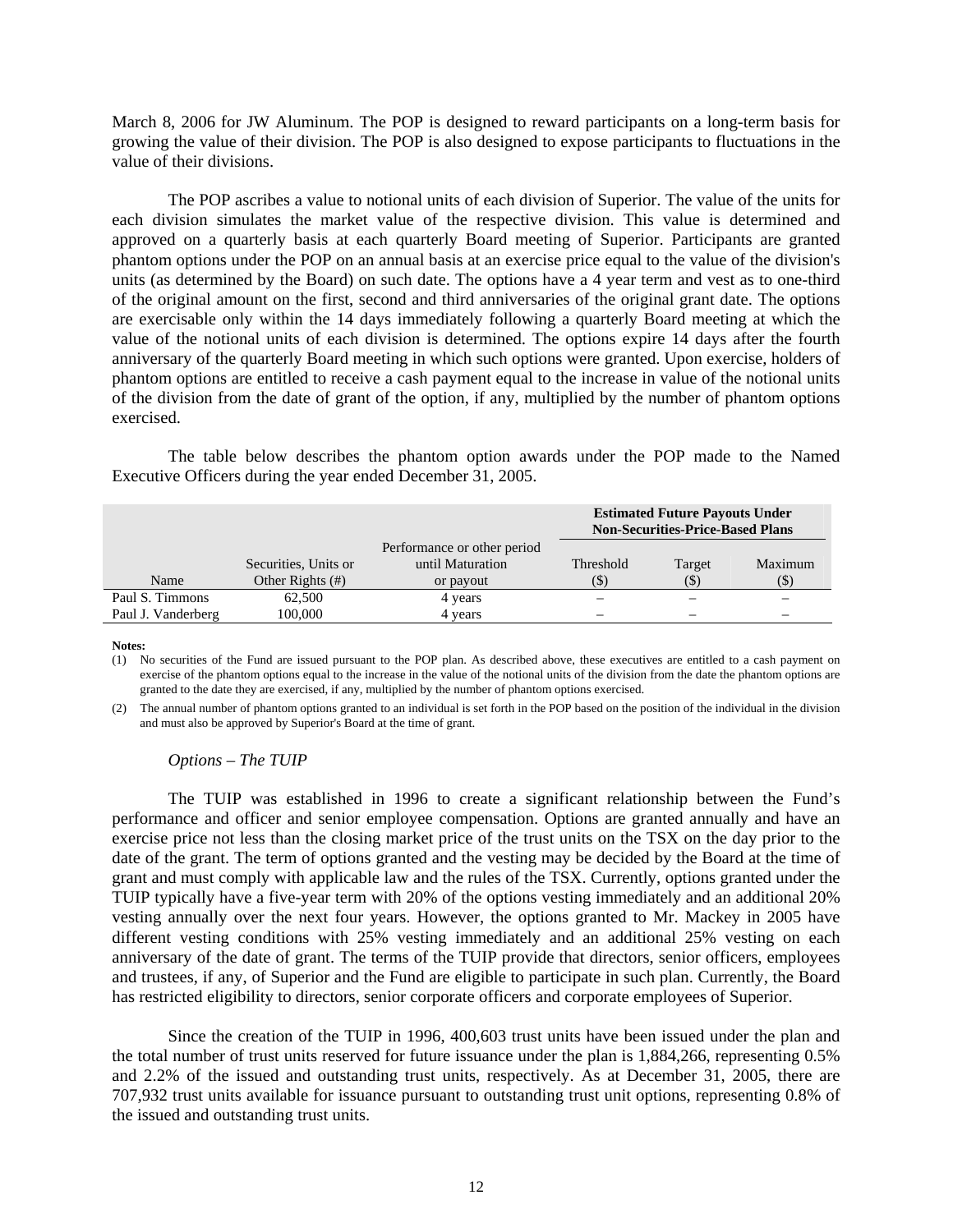March 8, 2006 for JW Aluminum. The POP is designed to reward participants on a long-term basis for growing the value of their division. The POP is also designed to expose participants to fluctuations in the value of their divisions.

The POP ascribes a value to notional units of each division of Superior. The value of the units for each division simulates the market value of the respective division. This value is determined and approved on a quarterly basis at each quarterly Board meeting of Superior. Participants are granted phantom options under the POP on an annual basis at an exercise price equal to the value of the division's units (as determined by the Board) on such date. The options have a 4 year term and vest as to one-third of the original amount on the first, second and third anniversaries of the original grant date. The options are exercisable only within the 14 days immediately following a quarterly Board meeting at which the value of the notional units of each division is determined. The options expire 14 days after the fourth anniversary of the quarterly Board meeting in which such options were granted. Upon exercise, holders of phantom options are entitled to receive a cash payment equal to the increase in value of the notional units of the division from the date of grant of the option, if any, multiplied by the number of phantom options exercised.

The table below describes the phantom option awards under the POP made to the Named Executive Officers during the year ended December 31, 2005.

| | | | **Estimated Future Payouts Under Non-Securities-Price-Based Plans** | | |
|---|---|---|---|---|---|
| Name | Securities, Units or Other Rights (#) | Performance or other period until Maturation or payout | Threshold ($) | Target ($) | Maximum ($) |
| Paul S. Timmons | 62,500 | 4 years | – | – | – |
| Paul J. Vanderberg | 100,000 | 4 years | – | – | – |

**Notes:**

(1) No securities of the Fund are issued pursuant to the POP plan. As described above, these executives are entitled to a cash payment on exercise of the phantom options equal to the increase in the value of the notional units of the division from the date the phantom options are granted to the date they are exercised, if any, multiplied by the number of phantom options exercised.

(2) The annual number of phantom options granted to an individual is set forth in the POP based on the position of the individual in the division and must also be approved by Superior's Board at the time of grant.

*Options – The TUIP*

The TUIP was established in 1996 to create a significant relationship between the Fund's performance and officer and senior employee compensation. Options are granted annually and have an exercise price not less than the closing market price of the trust units on the TSX on the day prior to the date of the grant. The term of options granted and the vesting may be decided by the Board at the time of grant and must comply with applicable law and the rules of the TSX. Currently, options granted under the TUIP typically have a five-year term with 20% of the options vesting immediately and an additional 20% vesting annually over the next four years. However, the options granted to Mr. Mackey in 2005 have different vesting conditions with 25% vesting immediately and an additional 25% vesting on each anniversary of the date of grant. The terms of the TUIP provide that directors, senior officers, employees and trustees, if any, of Superior and the Fund are eligible to participate in such plan. Currently, the Board has restricted eligibility to directors, senior corporate officers and corporate employees of Superior.

Since the creation of the TUIP in 1996, 400,603 trust units have been issued under the plan and the total number of trust units reserved for future issuance under the plan is 1,884,266, representing 0.5% and 2.2% of the issued and outstanding trust units, respectively. As at December 31, 2005, there are 707,932 trust units available for issuance pursuant to outstanding trust unit options, representing 0.8% of the issued and outstanding trust units.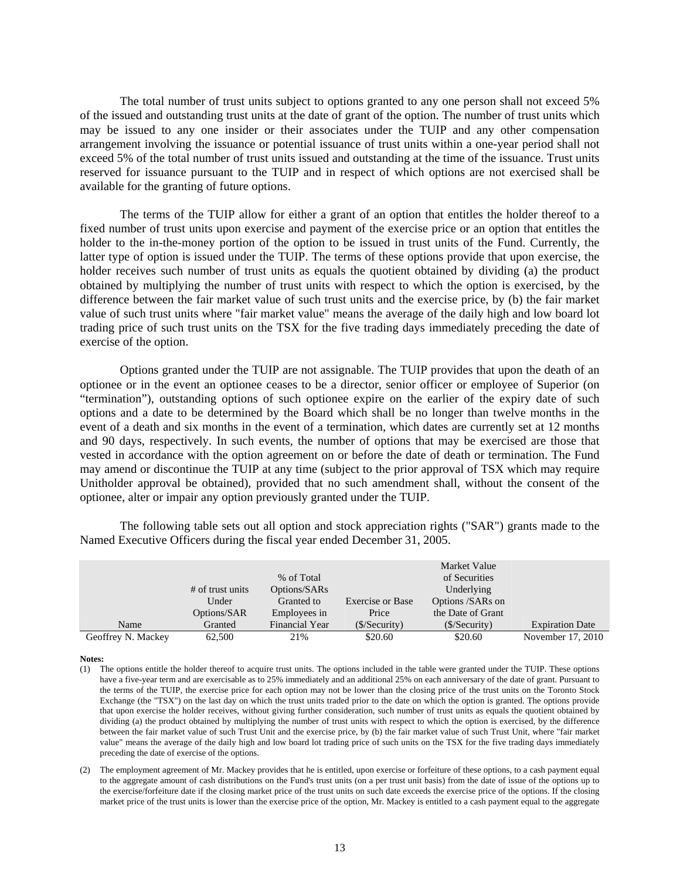The total number of trust units subject to options granted to any one person shall not exceed 5% of the issued and outstanding trust units at the date of grant of the option. The number of trust units which may be issued to any one insider or their associates under the TUIP and any other compensation arrangement involving the issuance or potential issuance of trust units within a one-year period shall not exceed 5% of the total number of trust units issued and outstanding at the time of the issuance. Trust units reserved for issuance pursuant to the TUIP and in respect of which options are not exercised shall be available for the granting of future options.

The terms of the TUIP allow for either a grant of an option that entitles the holder thereof to a fixed number of trust units upon exercise and payment of the exercise price or an option that entitles the holder to the in-the-money portion of the option to be issued in trust units of the Fund. Currently, the latter type of option is issued under the TUIP. The terms of these options provide that upon exercise, the holder receives such number of trust units as equals the quotient obtained by dividing (a) the product obtained by multiplying the number of trust units with respect to which the option is exercised, by the difference between the fair market value of such trust units and the exercise price, by (b) the fair market value of such trust units where "fair market value" means the average of the daily high and low board lot trading price of such trust units on the TSX for the five trading days immediately preceding the date of exercise of the option.

Options granted under the TUIP are not assignable. The TUIP provides that upon the death of an optionee or in the event an optionee ceases to be a director, senior officer or employee of Superior (on "termination"), outstanding options of such optionee expire on the earlier of the expiry date of such options and a date to be determined by the Board which shall be no longer than twelve months in the event of a death and six months in the event of a termination, which dates are currently set at 12 months and 90 days, respectively. In such events, the number of options that may be exercised are those that vested in accordance with the option agreement on or before the date of death or termination. The Fund may amend or discontinue the TUIP at any time (subject to the prior approval of TSX which may require Unitholder approval be obtained), provided that no such amendment shall, without the consent of the optionee, alter or impair any option previously granted under the TUIP.

The following table sets out all option and stock appreciation rights ("SAR") grants made to the Named Executive Officers during the fiscal year ended December 31, 2005.

| Name | # of trust units Under Options/SAR Granted | % of Total Options/SARs Granted to Employees in Financial Year | Exercise or Base Price ($/Security) | Market Value of Securities Underlying Options /SARs on the Date of Grant ($/Security) | Expiration Date |
|---|---|---|---|---|---|
| Geoffrey N. Mackey | 62,500 | 21% | $20.60 | $20.60 | November 17, 2010 |

**Notes:**

(1) The options entitle the holder thereof to acquire trust units. The options included in the table were granted under the TUIP. These options have a five-year term and are exercisable as to 25% immediately and an additional 25% on each anniversary of the date of grant. Pursuant to the terms of the TUIP, the exercise price for each option may not be lower than the closing price of the trust units on the Toronto Stock Exchange (the "TSX") on the last day on which the trust units traded prior to the date on which the option is granted. The options provide that upon exercise the holder receives, without giving further consideration, such number of trust units as equals the quotient obtained by dividing (a) the product obtained by multiplying the number of trust units with respect to which the option is exercised, by the difference between the fair market value of such Trust Unit and the exercise price, by (b) the fair market value of such Trust Unit, where "fair market value" means the average of the daily high and low board lot trading price of such units on the TSX for the five trading days immediately preceding the date of exercise of the options.

(2) The employment agreement of Mr. Mackey provides that he is entitled, upon exercise or forfeiture of these options, to a cash payment equal to the aggregate amount of cash distributions on the Fund's trust units (on a per trust unit basis) from the date of issue of the options up to the exercise/forfeiture date if the closing market price of the trust units on such date exceeds the exercise price of the options. If the closing market price of the trust units is lower than the exercise price of the option, Mr. Mackey is entitled to a cash payment equal to the aggregate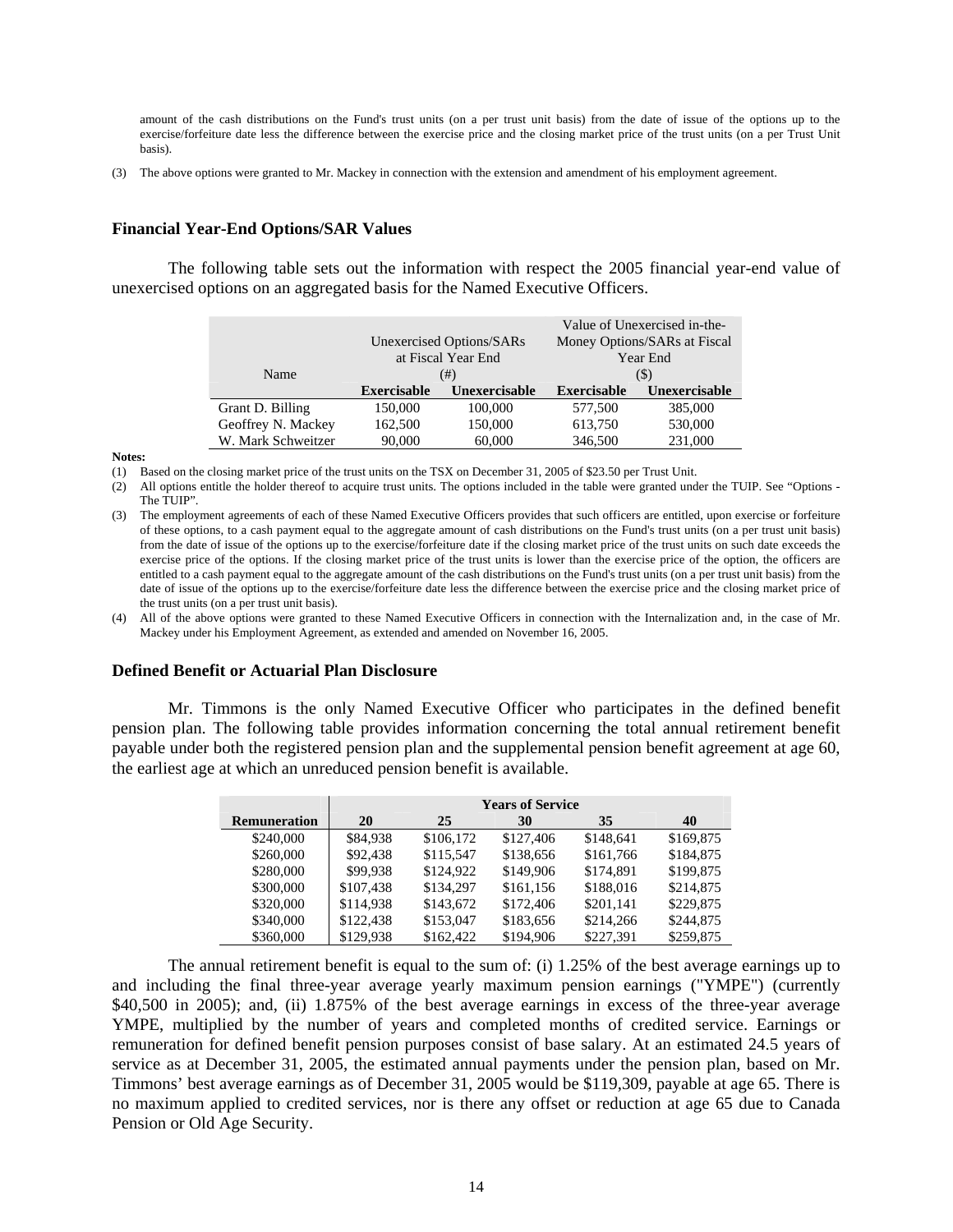amount of the cash distributions on the Fund's trust units (on a per trust unit basis) from the date of issue of the options up to the exercise/forfeiture date less the difference between the exercise price and the closing market price of the trust units (on a per Trust Unit basis).

(3) The above options were granted to Mr. Mackey in connection with the extension and amendment of his employment agreement.

### Financial Year-End Options/SAR Values

The following table sets out the information with respect the 2005 financial year-end value of unexercised options on an aggregated basis for the Named Executive Officers.

| Name | Unexercised Options/SARs at Fiscal Year End (#) | | Value of Unexercised in-the-Money Options/SARs at Fiscal Year End ($) | |
|---|---|---|---|---|
| | **Exercisable** | **Unexercisable** | **Exercisable** | **Unexercisable** |
| Grant D. Billing | 150,000 | 100,000 | 577,500 | 385,000 |
| Geoffrey N. Mackey | 162,500 | 150,000 | 613,750 | 530,000 |
| W. Mark Schweitzer | 90,000 | 60,000 | 346,500 | 231,000 |

**Notes:**

(1) Based on the closing market price of the trust units on the TSX on December 31, 2005 of $23.50 per Trust Unit.

(2) All options entitle the holder thereof to acquire trust units. The options included in the table were granted under the TUIP. See "Options - The TUIP".

(3) The employment agreements of each of these Named Executive Officers provides that such officers are entitled, upon exercise or forfeiture of these options, to a cash payment equal to the aggregate amount of cash distributions on the Fund's trust units (on a per trust unit basis) from the date of issue of the options up to the exercise/forfeiture date if the closing market price of the trust units on such date exceeds the exercise price of the options. If the closing market price of the trust units is lower than the exercise price of the option, the officers are entitled to a cash payment equal to the aggregate amount of the cash distributions on the Fund's trust units (on a per trust unit basis) from the date of issue of the options up to the exercise/forfeiture date less the difference between the exercise price and the closing market price of the trust units (on a per trust unit basis).

(4) All of the above options were granted to these Named Executive Officers in connection with the Internalization and, in the case of Mr. Mackey under his Employment Agreement, as extended and amended on November 16, 2005.

### Defined Benefit or Actuarial Plan Disclosure

Mr. Timmons is the only Named Executive Officer who participates in the defined benefit pension plan. The following table provides information concerning the total annual retirement benefit payable under both the registered pension plan and the supplemental pension benefit agreement at age 60, the earliest age at which an unreduced pension benefit is available.

| | **Years of Service** | | | | |
|---|---|---|---|---|---|
| **Remuneration** | **20** | **25** | **30** | **35** | **40** |
| $240,000 | $84,938 | $106,172 | $127,406 | $148,641 | $169,875 |
| $260,000 | $92,438 | $115,547 | $138,656 | $161,766 | $184,875 |
| $280,000 | $99,938 | $124,922 | $149,906 | $174,891 | $199,875 |
| $300,000 | $107,438 | $134,297 | $161,156 | $188,016 | $214,875 |
| $320,000 | $114,938 | $143,672 | $172,406 | $201,141 | $229,875 |
| $340,000 | $122,438 | $153,047 | $183,656 | $214,266 | $244,875 |
| $360,000 | $129,938 | $162,422 | $194,906 | $227,391 | $259,875 |

The annual retirement benefit is equal to the sum of: (i) 1.25% of the best average earnings up to and including the final three-year average yearly maximum pension earnings ("YMPE") (currently $40,500 in 2005); and, (ii) 1.875% of the best average earnings in excess of the three-year average YMPE, multiplied by the number of years and completed months of credited service. Earnings or remuneration for defined benefit pension purposes consist of base salary. At an estimated 24.5 years of service as at December 31, 2005, the estimated annual payments under the pension plan, based on Mr. Timmons' best average earnings as of December 31, 2005 would be $119,309, payable at age 65. There is no maximum applied to credited services, nor is there any offset or reduction at age 65 due to Canada Pension or Old Age Security.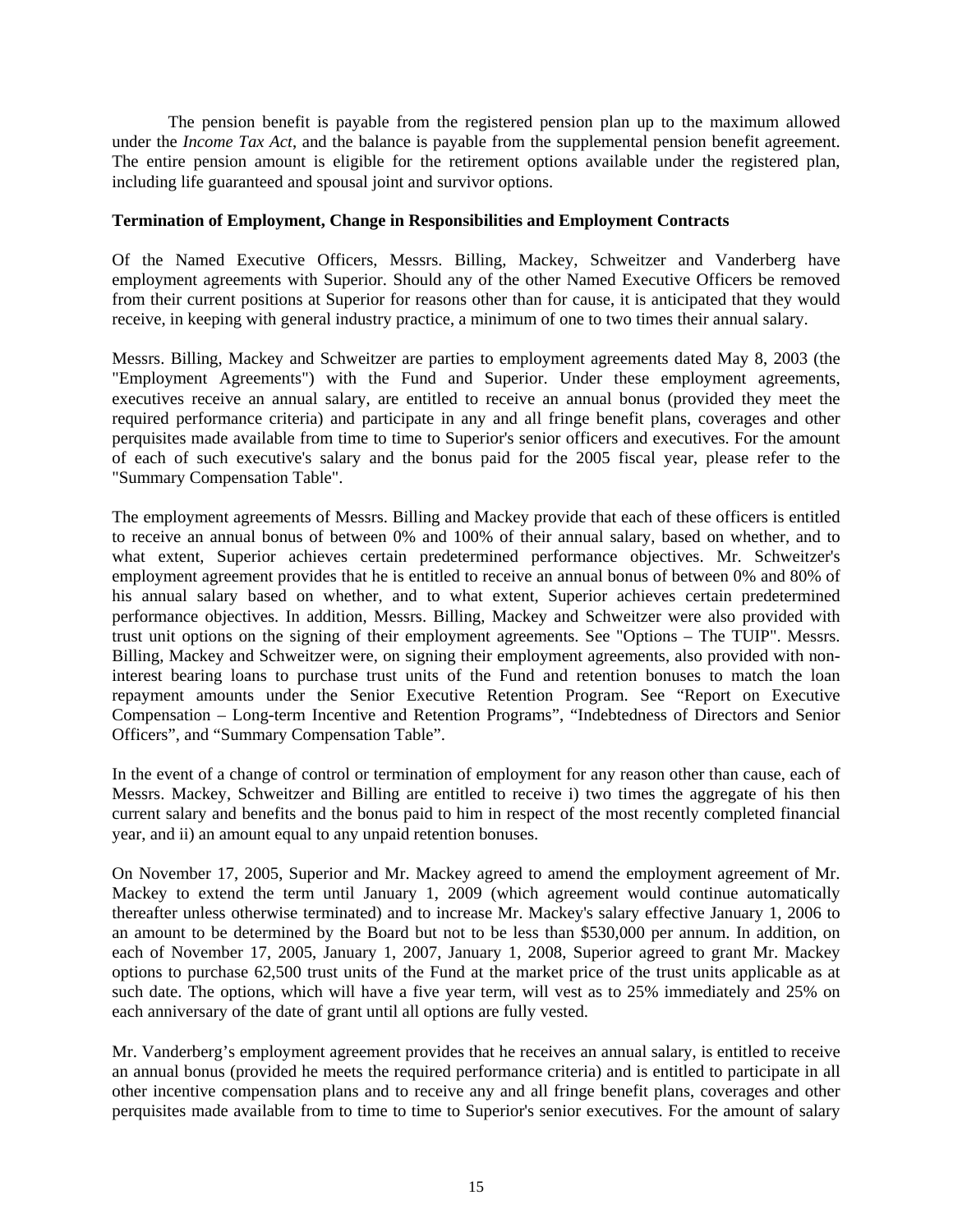The pension benefit is payable from the registered pension plan up to the maximum allowed under the *Income Tax Act*, and the balance is payable from the supplemental pension benefit agreement. The entire pension amount is eligible for the retirement options available under the registered plan, including life guaranteed and spousal joint and survivor options.

**Termination of Employment, Change in Responsibilities and Employment Contracts**

Of the Named Executive Officers, Messrs. Billing, Mackey, Schweitzer and Vanderberg have employment agreements with Superior. Should any of the other Named Executive Officers be removed from their current positions at Superior for reasons other than for cause, it is anticipated that they would receive, in keeping with general industry practice, a minimum of one to two times their annual salary.

Messrs. Billing, Mackey and Schweitzer are parties to employment agreements dated May 8, 2003 (the "Employment Agreements") with the Fund and Superior. Under these employment agreements, executives receive an annual salary, are entitled to receive an annual bonus (provided they meet the required performance criteria) and participate in any and all fringe benefit plans, coverages and other perquisites made available from time to time to Superior's senior officers and executives. For the amount of each of such executive's salary and the bonus paid for the 2005 fiscal year, please refer to the "Summary Compensation Table".

The employment agreements of Messrs. Billing and Mackey provide that each of these officers is entitled to receive an annual bonus of between 0% and 100% of their annual salary, based on whether, and to what extent, Superior achieves certain predetermined performance objectives. Mr. Schweitzer's employment agreement provides that he is entitled to receive an annual bonus of between 0% and 80% of his annual salary based on whether, and to what extent, Superior achieves certain predetermined performance objectives. In addition, Messrs. Billing, Mackey and Schweitzer were also provided with trust unit options on the signing of their employment agreements. See "Options – The TUIP". Messrs. Billing, Mackey and Schweitzer were, on signing their employment agreements, also provided with non-interest bearing loans to purchase trust units of the Fund and retention bonuses to match the loan repayment amounts under the Senior Executive Retention Program. See "Report on Executive Compensation – Long-term Incentive and Retention Programs", "Indebtedness of Directors and Senior Officers", and "Summary Compensation Table".

In the event of a change of control or termination of employment for any reason other than cause, each of Messrs. Mackey, Schweitzer and Billing are entitled to receive i) two times the aggregate of his then current salary and benefits and the bonus paid to him in respect of the most recently completed financial year, and ii) an amount equal to any unpaid retention bonuses.

On November 17, 2005, Superior and Mr. Mackey agreed to amend the employment agreement of Mr. Mackey to extend the term until January 1, 2009 (which agreement would continue automatically thereafter unless otherwise terminated) and to increase Mr. Mackey's salary effective January 1, 2006 to an amount to be determined by the Board but not to be less than $530,000 per annum. In addition, on each of November 17, 2005, January 1, 2007, January 1, 2008, Superior agreed to grant Mr. Mackey options to purchase 62,500 trust units of the Fund at the market price of the trust units applicable as at such date. The options, which will have a five year term, will vest as to 25% immediately and 25% on each anniversary of the date of grant until all options are fully vested.

Mr. Vanderberg's employment agreement provides that he receives an annual salary, is entitled to receive an annual bonus (provided he meets the required performance criteria) and is entitled to participate in all other incentive compensation plans and to receive any and all fringe benefit plans, coverages and other perquisites made available from to time to time to Superior's senior executives. For the amount of salary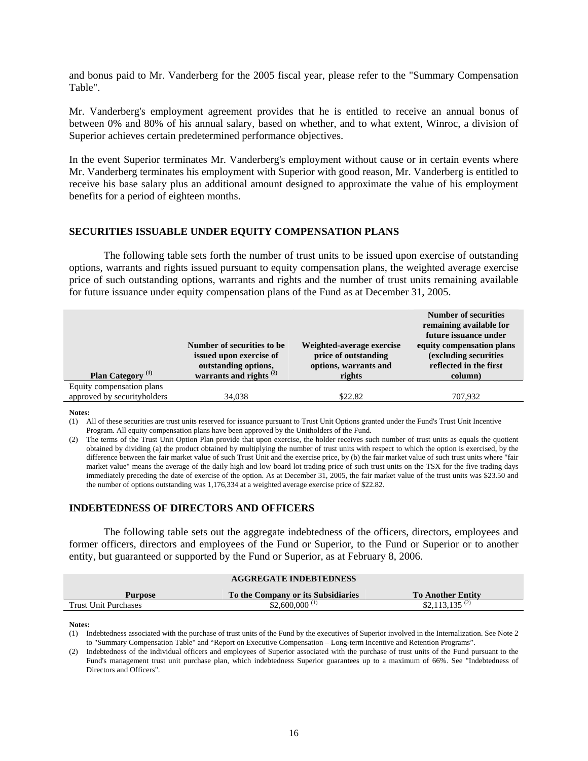and bonus paid to Mr. Vanderberg for the 2005 fiscal year, please refer to the "Summary Compensation Table".

Mr. Vanderberg's employment agreement provides that he is entitled to receive an annual bonus of between 0% and 80% of his annual salary, based on whether, and to what extent, Winroc, a division of Superior achieves certain predetermined performance objectives.

In the event Superior terminates Mr. Vanderberg's employment without cause or in certain events where Mr. Vanderberg terminates his employment with Superior with good reason, Mr. Vanderberg is entitled to receive his base salary plus an additional amount designed to approximate the value of his employment benefits for a period of eighteen months.

## SECURITIES ISSUABLE UNDER EQUITY COMPENSATION PLANS

The following table sets forth the number of trust units to be issued upon exercise of outstanding options, warrants and rights issued pursuant to equity compensation plans, the weighted average exercise price of such outstanding options, warrants and rights and the number of trust units remaining available for future issuance under equity compensation plans of the Fund as at December 31, 2005.

| Plan Category [(1)] | Number of securities to be issued upon exercise of outstanding options, warrants and rights [(2)] | Weighted-average exercise price of outstanding options, warrants and rights | Number of securities remaining available for future issuance under equity compensation plans (excluding securities reflected in the first column) |
|---|---|---|---|
| Equity compensation plans approved by securityholders | 34,038 | \$22.82 | 707,932 |

**Notes:**

(1) All of these securities are trust units reserved for issuance pursuant to Trust Unit Options granted under the Fund's Trust Unit Incentive Program. All equity compensation plans have been approved by the Unitholders of the Fund.

(2) The terms of the Trust Unit Option Plan provide that upon exercise, the holder receives such number of trust units as equals the quotient obtained by dividing (a) the product obtained by multiplying the number of trust units with respect to which the option is exercised, by the difference between the fair market value of such Trust Unit and the exercise price, by (b) the fair market value of such trust units where "fair market value" means the average of the daily high and low board lot trading price of such trust units on the TSX for the five trading days immediately preceding the date of exercise of the option. As at December 31, 2005, the fair market value of the trust units was \$23.50 and the number of options outstanding was 1,176,334 at a weighted average exercise price of \$22.82.

## INDEBTEDNESS OF DIRECTORS AND OFFICERS

The following table sets out the aggregate indebtedness of the officers, directors, employees and former officers, directors and employees of the Fund or Superior, to the Fund or Superior or to another entity, but guaranteed or supported by the Fund or Superior, as at February 8, 2006.

| AGGREGATE INDEBTEDNESS | | |
|---|---|---|
| **Purpose** | **To the Company or its Subsidiaries** | **To Another Entity** |
| Trust Unit Purchases | \$2,600,000 [(1)] | \$2,113,135 [(2)] |

**Notes:**

(1) Indebtedness associated with the purchase of trust units of the Fund by the executives of Superior involved in the Internalization. See Note 2 to "Summary Compensation Table" and "Report on Executive Compensation – Long-term Incentive and Retention Programs".

(2) Indebtedness of the individual officers and employees of Superior associated with the purchase of trust units of the Fund pursuant to the Fund's management trust unit purchase plan, which indebtedness Superior guarantees up to a maximum of 66%. See "Indebtedness of Directors and Officers".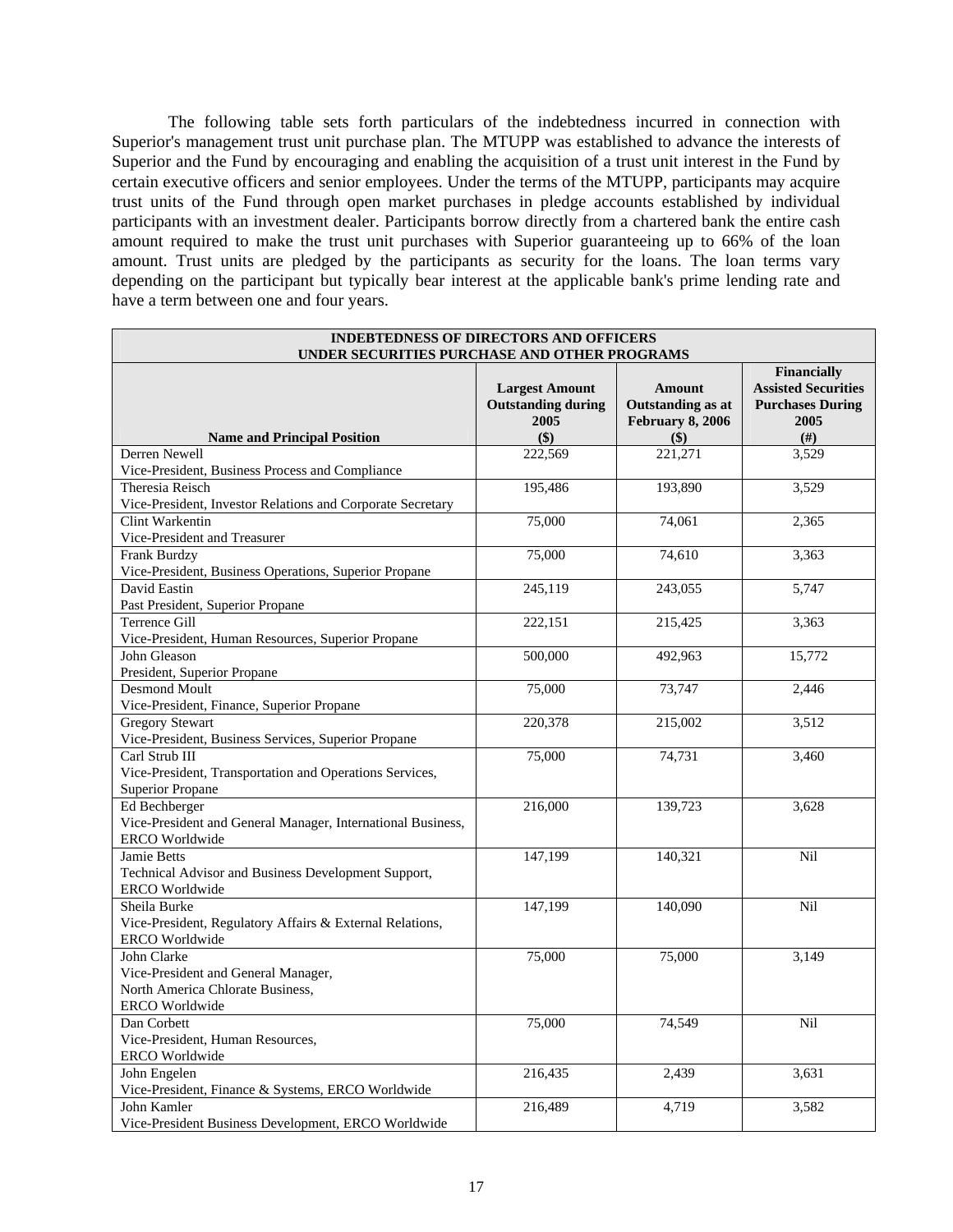The following table sets forth particulars of the indebtedness incurred in connection with Superior's management trust unit purchase plan. The MTUPP was established to advance the interests of Superior and the Fund by encouraging and enabling the acquisition of a trust unit interest in the Fund by certain executive officers and senior employees. Under the terms of the MTUPP, participants may acquire trust units of the Fund through open market purchases in pledge accounts established by individual participants with an investment dealer. Participants borrow directly from a chartered bank the entire cash amount required to make the trust unit purchases with Superior guaranteeing up to 66% of the loan amount. Trust units are pledged by the participants as security for the loans. The loan terms vary depending on the participant but typically bear interest at the applicable bank's prime lending rate and have a term between one and four years.

| INDEBTEDNESS OF DIRECTORS AND OFFICERS UNDER SECURITIES PURCHASE AND OTHER PROGRAMS | | | |
|---|---|---|---|
| **Name and Principal Position** | **Largest Amount Outstanding during 2005 ($)** | **Amount Outstanding as at February 8, 2006 ($)** | **Financially Assisted Securities Purchases During 2005 (#)** |
| Derren Newell<br>Vice-President, Business Process and Compliance | 222,569 | 221,271 | 3,529 |
| Theresia Reisch<br>Vice-President, Investor Relations and Corporate Secretary | 195,486 | 193,890 | 3,529 |
| Clint Warkentin<br>Vice-President and Treasurer | 75,000 | 74,061 | 2,365 |
| Frank Burdzy<br>Vice-President, Business Operations, Superior Propane | 75,000 | 74,610 | 3,363 |
| David Eastin<br>Past President, Superior Propane | 245,119 | 243,055 | 5,747 |
| Terrence Gill<br>Vice-President, Human Resources, Superior Propane | 222,151 | 215,425 | 3,363 |
| John Gleason<br>President, Superior Propane | 500,000 | 492,963 | 15,772 |
| Desmond Moult<br>Vice-President, Finance, Superior Propane | 75,000 | 73,747 | 2,446 |
| Gregory Stewart<br>Vice-President, Business Services, Superior Propane | 220,378 | 215,002 | 3,512 |
| Carl Strub III<br>Vice-President, Transportation and Operations Services, Superior Propane | 75,000 | 74,731 | 3,460 |
| Ed Bechberger<br>Vice-President and General Manager, International Business, ERCO Worldwide | 216,000 | 139,723 | 3,628 |
| Jamie Betts<br>Technical Advisor and Business Development Support, ERCO Worldwide | 147,199 | 140,321 | Nil |
| Sheila Burke<br>Vice-President, Regulatory Affairs & External Relations, ERCO Worldwide | 147,199 | 140,090 | Nil |
| John Clarke<br>Vice-President and General Manager, North America Chlorate Business, ERCO Worldwide | 75,000 | 75,000 | 3,149 |
| Dan Corbett<br>Vice-President, Human Resources, ERCO Worldwide | 75,000 | 74,549 | Nil |
| John Engelen<br>Vice-President, Finance & Systems, ERCO Worldwide | 216,435 | 2,439 | 3,631 |
| John Kamler<br>Vice-President Business Development, ERCO Worldwide | 216,489 | 4,719 | 3,582 |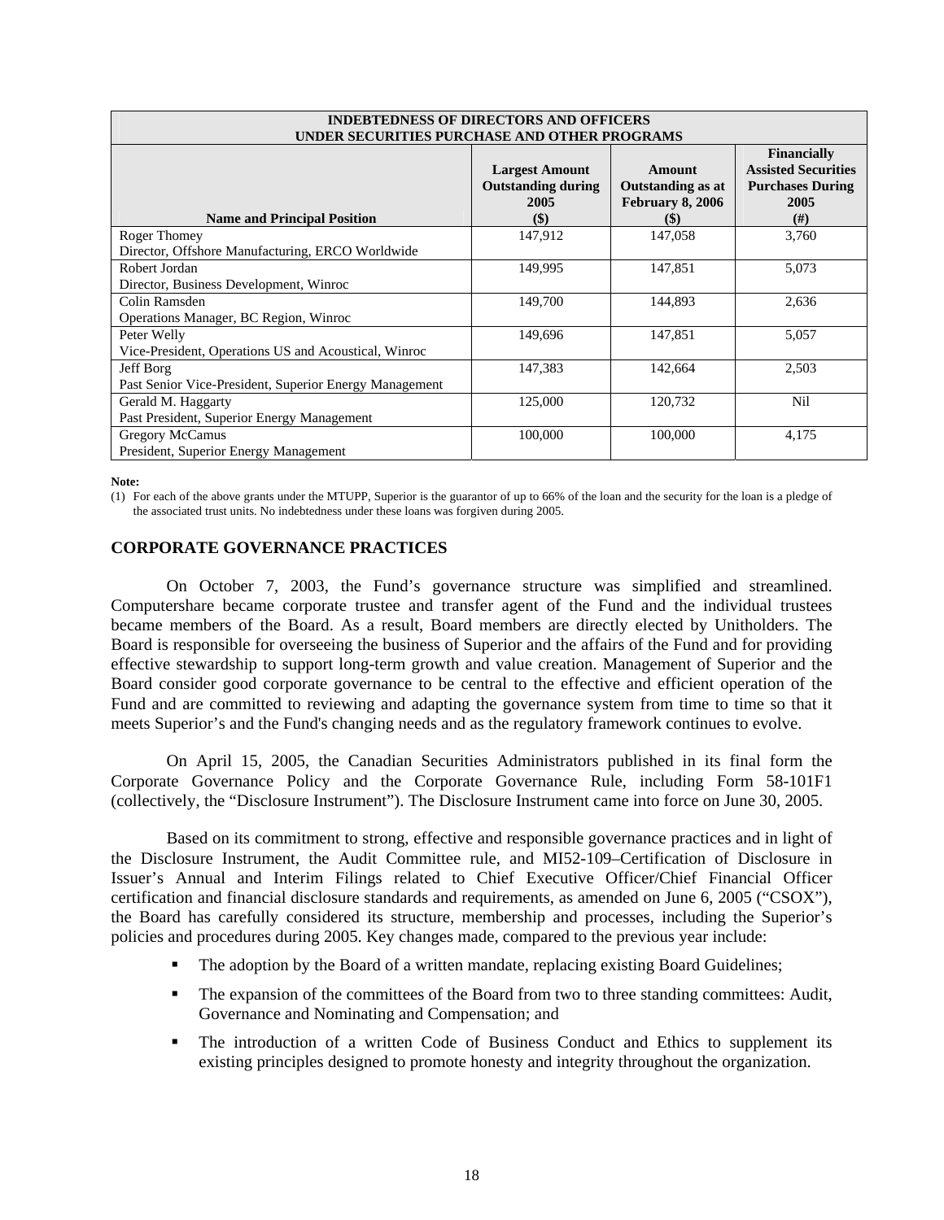| INDEBTEDNESS OF DIRECTORS AND OFFICERS UNDER SECURITIES PURCHASE AND OTHER PROGRAMS | | | |
|---|---|---|---|
| **Name and Principal Position** | **Largest Amount Outstanding during 2005 ($)** | **Amount Outstanding as at February 8, 2006 ($)** | **Financially Assisted Securities Purchases During 2005 (#)** |
| Roger Thomey<br>Director, Offshore Manufacturing, ERCO Worldwide | 147,912 | 147,058 | 3,760 |
| Robert Jordan<br>Director, Business Development, Winroc | 149,995 | 147,851 | 5,073 |
| Colin Ramsden<br>Operations Manager, BC Region, Winroc | 149,700 | 144,893 | 2,636 |
| Peter Welly<br>Vice-President, Operations US and Acoustical, Winroc | 149,696 | 147,851 | 5,057 |
| Jeff Borg<br>Past Senior Vice-President, Superior Energy Management | 147,383 | 142,664 | 2,503 |
| Gerald M. Haggarty<br>Past President, Superior Energy Management | 125,000 | 120,732 | Nil |
| Gregory McCamus<br>President, Superior Energy Management | 100,000 | 100,000 | 4,175 |

**Note:**

(1) For each of the above grants under the MTUPP, Superior is the guarantor of up to 66% of the loan and the security for the loan is a pledge of the associated trust units. No indebtedness under these loans was forgiven during 2005.

## CORPORATE GOVERNANCE PRACTICES

On October 7, 2003, the Fund's governance structure was simplified and streamlined. Computershare became corporate trustee and transfer agent of the Fund and the individual trustees became members of the Board. As a result, Board members are directly elected by Unitholders. The Board is responsible for overseeing the business of Superior and the affairs of the Fund and for providing effective stewardship to support long-term growth and value creation. Management of Superior and the Board consider good corporate governance to be central to the effective and efficient operation of the Fund and are committed to reviewing and adapting the governance system from time to time so that it meets Superior's and the Fund's changing needs and as the regulatory framework continues to evolve.

On April 15, 2005, the Canadian Securities Administrators published in its final form the Corporate Governance Policy and the Corporate Governance Rule, including Form 58-101F1 (collectively, the "Disclosure Instrument"). The Disclosure Instrument came into force on June 30, 2005.

Based on its commitment to strong, effective and responsible governance practices and in light of the Disclosure Instrument, the Audit Committee rule, and MI52-109–Certification of Disclosure in Issuer's Annual and Interim Filings related to Chief Executive Officer/Chief Financial Officer certification and financial disclosure standards and requirements, as amended on June 6, 2005 ("CSOX"), the Board has carefully considered its structure, membership and processes, including the Superior's policies and procedures during 2005. Key changes made, compared to the previous year include:

- The adoption by the Board of a written mandate, replacing existing Board Guidelines;
- The expansion of the committees of the Board from two to three standing committees: Audit, Governance and Nominating and Compensation; and
- The introduction of a written Code of Business Conduct and Ethics to supplement its existing principles designed to promote honesty and integrity throughout the organization.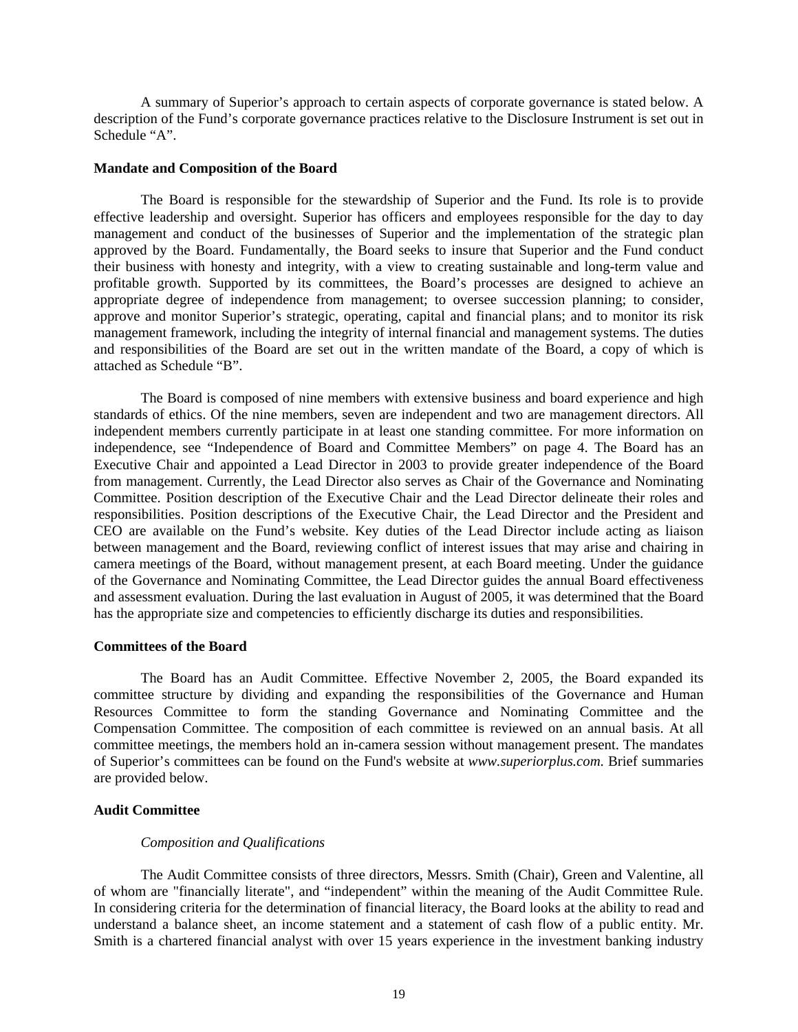A summary of Superior's approach to certain aspects of corporate governance is stated below. A description of the Fund's corporate governance practices relative to the Disclosure Instrument is set out in Schedule "A".

**Mandate and Composition of the Board**

The Board is responsible for the stewardship of Superior and the Fund. Its role is to provide effective leadership and oversight. Superior has officers and employees responsible for the day to day management and conduct of the businesses of Superior and the implementation of the strategic plan approved by the Board. Fundamentally, the Board seeks to insure that Superior and the Fund conduct their business with honesty and integrity, with a view to creating sustainable and long-term value and profitable growth. Supported by its committees, the Board's processes are designed to achieve an appropriate degree of independence from management; to oversee succession planning; to consider, approve and monitor Superior's strategic, operating, capital and financial plans; and to monitor its risk management framework, including the integrity of internal financial and management systems. The duties and responsibilities of the Board are set out in the written mandate of the Board, a copy of which is attached as Schedule "B".

The Board is composed of nine members with extensive business and board experience and high standards of ethics. Of the nine members, seven are independent and two are management directors. All independent members currently participate in at least one standing committee. For more information on independence, see "Independence of Board and Committee Members" on page 4. The Board has an Executive Chair and appointed a Lead Director in 2003 to provide greater independence of the Board from management. Currently, the Lead Director also serves as Chair of the Governance and Nominating Committee. Position description of the Executive Chair and the Lead Director delineate their roles and responsibilities. Position descriptions of the Executive Chair, the Lead Director and the President and CEO are available on the Fund's website. Key duties of the Lead Director include acting as liaison between management and the Board, reviewing conflict of interest issues that may arise and chairing in camera meetings of the Board, without management present, at each Board meeting. Under the guidance of the Governance and Nominating Committee, the Lead Director guides the annual Board effectiveness and assessment evaluation. During the last evaluation in August of 2005, it was determined that the Board has the appropriate size and competencies to efficiently discharge its duties and responsibilities.

**Committees of the Board**

The Board has an Audit Committee. Effective November 2, 2005, the Board expanded its committee structure by dividing and expanding the responsibilities of the Governance and Human Resources Committee to form the standing Governance and Nominating Committee and the Compensation Committee. The composition of each committee is reviewed on an annual basis. At all committee meetings, the members hold an in-camera session without management present. The mandates of Superior's committees can be found on the Fund's website at *www.superiorplus.com*. Brief summaries are provided below.

**Audit Committee**

*Composition and Qualifications*

The Audit Committee consists of three directors, Messrs. Smith (Chair), Green and Valentine, all of whom are "financially literate", and "independent" within the meaning of the Audit Committee Rule. In considering criteria for the determination of financial literacy, the Board looks at the ability to read and understand a balance sheet, an income statement and a statement of cash flow of a public entity. Mr. Smith is a chartered financial analyst with over 15 years experience in the investment banking industry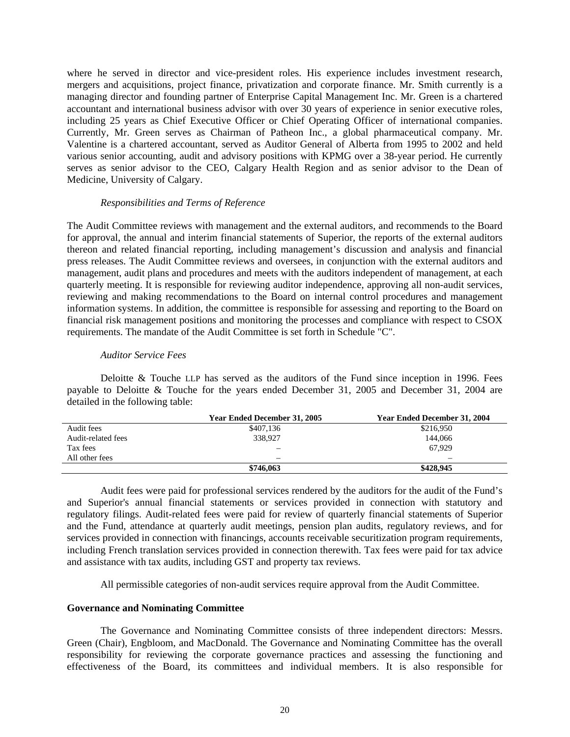where he served in director and vice-president roles. His experience includes investment research, mergers and acquisitions, project finance, privatization and corporate finance. Mr. Smith currently is a managing director and founding partner of Enterprise Capital Management Inc. Mr. Green is a chartered accountant and international business advisor with over 30 years of experience in senior executive roles, including 25 years as Chief Executive Officer or Chief Operating Officer of international companies. Currently, Mr. Green serves as Chairman of Patheon Inc., a global pharmaceutical company. Mr. Valentine is a chartered accountant, served as Auditor General of Alberta from 1995 to 2002 and held various senior accounting, audit and advisory positions with KPMG over a 38-year period. He currently serves as senior advisor to the CEO, Calgary Health Region and as senior advisor to the Dean of Medicine, University of Calgary.

*Responsibilities and Terms of Reference*

The Audit Committee reviews with management and the external auditors, and recommends to the Board for approval, the annual and interim financial statements of Superior, the reports of the external auditors thereon and related financial reporting, including management's discussion and analysis and financial press releases. The Audit Committee reviews and oversees, in conjunction with the external auditors and management, audit plans and procedures and meets with the auditors independent of management, at each quarterly meeting. It is responsible for reviewing auditor independence, approving all non-audit services, reviewing and making recommendations to the Board on internal control procedures and management information systems. In addition, the committee is responsible for assessing and reporting to the Board on financial risk management positions and monitoring the processes and compliance with respect to CSOX requirements. The mandate of the Audit Committee is set forth in Schedule "C".

*Auditor Service Fees*

Deloitte & Touche LLP has served as the auditors of the Fund since inception in 1996. Fees payable to Deloitte & Touche for the years ended December 31, 2005 and December 31, 2004 are detailed in the following table:

| | Year Ended December 31, 2005 | Year Ended December 31, 2004 |
|---|---|---|
| Audit fees | $407,136 | $216,950 |
| Audit-related fees | 338,927 | 144,066 |
| Tax fees | – | 67,929 |
| All other fees | – | – |
| | **$746,063** | **$428,945** |

Audit fees were paid for professional services rendered by the auditors for the audit of the Fund's and Superior's annual financial statements or services provided in connection with statutory and regulatory filings. Audit-related fees were paid for review of quarterly financial statements of Superior and the Fund, attendance at quarterly audit meetings, pension plan audits, regulatory reviews, and for services provided in connection with financings, accounts receivable securitization program requirements, including French translation services provided in connection therewith. Tax fees were paid for tax advice and assistance with tax audits, including GST and property tax reviews.

All permissible categories of non-audit services require approval from the Audit Committee.

**Governance and Nominating Committee**

The Governance and Nominating Committee consists of three independent directors: Messrs. Green (Chair), Engbloom, and MacDonald. The Governance and Nominating Committee has the overall responsibility for reviewing the corporate governance practices and assessing the functioning and effectiveness of the Board, its committees and individual members. It is also responsible for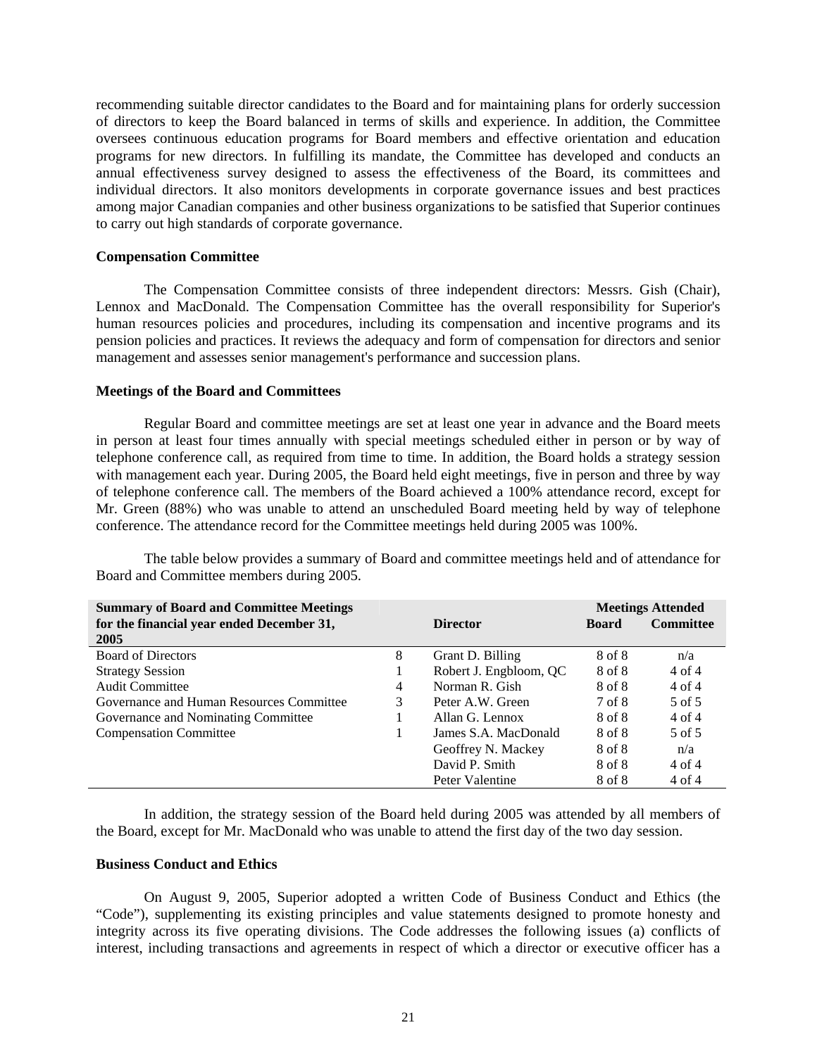recommending suitable director candidates to the Board and for maintaining plans for orderly succession of directors to keep the Board balanced in terms of skills and experience. In addition, the Committee oversees continuous education programs for Board members and effective orientation and education programs for new directors. In fulfilling its mandate, the Committee has developed and conducts an annual effectiveness survey designed to assess the effectiveness of the Board, its committees and individual directors. It also monitors developments in corporate governance issues and best practices among major Canadian companies and other business organizations to be satisfied that Superior continues to carry out high standards of corporate governance.

**Compensation Committee**

The Compensation Committee consists of three independent directors: Messrs. Gish (Chair), Lennox and MacDonald. The Compensation Committee has the overall responsibility for Superior's human resources policies and procedures, including its compensation and incentive programs and its pension policies and practices. It reviews the adequacy and form of compensation for directors and senior management and assesses senior management's performance and succession plans.

**Meetings of the Board and Committees**

Regular Board and committee meetings are set at least one year in advance and the Board meets in person at least four times annually with special meetings scheduled either in person or by way of telephone conference call, as required from time to time. In addition, the Board holds a strategy session with management each year. During 2005, the Board held eight meetings, five in person and three by way of telephone conference call. The members of the Board achieved a 100% attendance record, except for Mr. Green (88%) who was unable to attend an unscheduled Board meeting held by way of telephone conference. The attendance record for the Committee meetings held during 2005 was 100%.

The table below provides a summary of Board and committee meetings held and of attendance for Board and Committee members during 2005.

| Summary of Board and Committee Meetings for the financial year ended December 31, 2005 | | Director | Meetings Attended | |
|---|---|---|---|---|
| | | | Board | Committee |
| Board of Directors | 8 | Grant D. Billing | 8 of 8 | n/a |
| Strategy Session | 1 | Robert J. Engbloom, QC | 8 of 8 | 4 of 4 |
| Audit Committee | 4 | Norman R. Gish | 8 of 8 | 4 of 4 |
| Governance and Human Resources Committee | 3 | Peter A.W. Green | 7 of 8 | 5 of 5 |
| Governance and Nominating Committee | 1 | Allan G. Lennox | 8 of 8 | 4 of 4 |
| Compensation Committee | 1 | James S.A. MacDonald | 8 of 8 | 5 of 5 |
| | | Geoffrey N. Mackey | 8 of 8 | n/a |
| | | David P. Smith | 8 of 8 | 4 of 4 |
| | | Peter Valentine | 8 of 8 | 4 of 4 |

In addition, the strategy session of the Board held during 2005 was attended by all members of the Board, except for Mr. MacDonald who was unable to attend the first day of the two day session.

**Business Conduct and Ethics**

On August 9, 2005, Superior adopted a written Code of Business Conduct and Ethics (the "Code"), supplementing its existing principles and value statements designed to promote honesty and integrity across its five operating divisions. The Code addresses the following issues (a) conflicts of interest, including transactions and agreements in respect of which a director or executive officer has a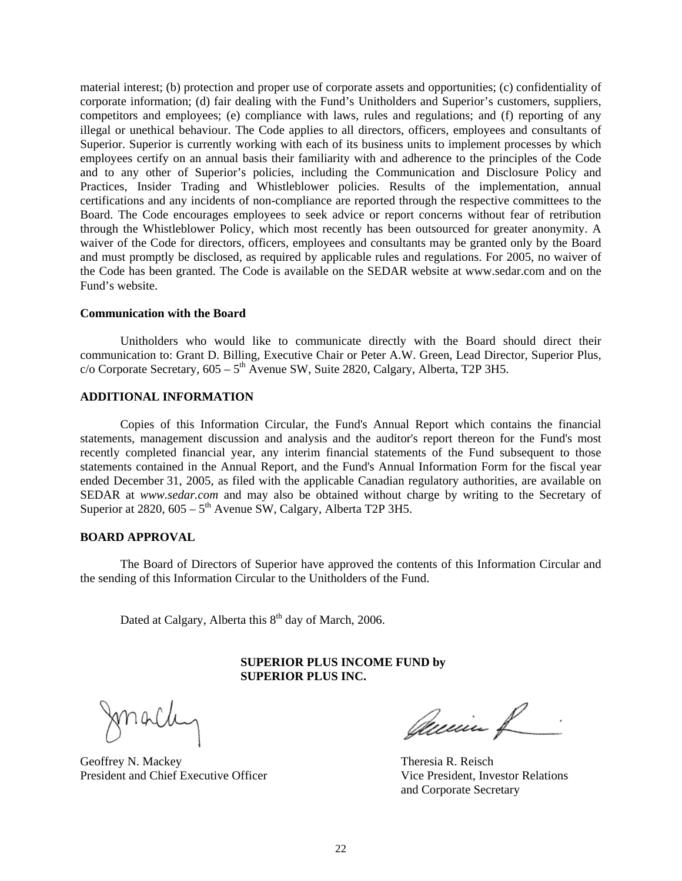material interest; (b) protection and proper use of corporate assets and opportunities; (c) confidentiality of corporate information; (d) fair dealing with the Fund's Unitholders and Superior's customers, suppliers, competitors and employees; (e) compliance with laws, rules and regulations; and (f) reporting of any illegal or unethical behaviour. The Code applies to all directors, officers, employees and consultants of Superior. Superior is currently working with each of its business units to implement processes by which employees certify on an annual basis their familiarity with and adherence to the principles of the Code and to any other of Superior's policies, including the Communication and Disclosure Policy and Practices, Insider Trading and Whistleblower policies. Results of the implementation, annual certifications and any incidents of non-compliance are reported through the respective committees to the Board. The Code encourages employees to seek advice or report concerns without fear of retribution through the Whistleblower Policy, which most recently has been outsourced for greater anonymity. A waiver of the Code for directors, officers, employees and consultants may be granted only by the Board and must promptly be disclosed, as required by applicable rules and regulations. For 2005, no waiver of the Code has been granted. The Code is available on the SEDAR website at www.sedar.com and on the Fund's website.

**Communication with the Board**

Unitholders who would like to communicate directly with the Board should direct their communication to: Grant D. Billing, Executive Chair or Peter A.W. Green, Lead Director, Superior Plus, c/o Corporate Secretary, 605 – 5th Avenue SW, Suite 2820, Calgary, Alberta, T2P 3H5.

## ADDITIONAL INFORMATION

Copies of this Information Circular, the Fund's Annual Report which contains the financial statements, management discussion and analysis and the auditor's report thereon for the Fund's most recently completed financial year, any interim financial statements of the Fund subsequent to those statements contained in the Annual Report, and the Fund's Annual Information Form for the fiscal year ended December 31, 2005, as filed with the applicable Canadian regulatory authorities, are available on SEDAR at *www.sedar.com* and may also be obtained without charge by writing to the Secretary of Superior at 2820, 605 – 5th Avenue SW, Calgary, Alberta T2P 3H5.

## BOARD APPROVAL

The Board of Directors of Superior have approved the contents of this Information Circular and the sending of this Information Circular to the Unitholders of the Fund.

Dated at Calgary, Alberta this 8th day of March, 2006.

**SUPERIOR PLUS INCOME FUND by SUPERIOR PLUS INC.**

Geoffrey N. Mackey
President and Chief Executive Officer

Theresia R. Reisch
Vice President, Investor Relations and Corporate Secretary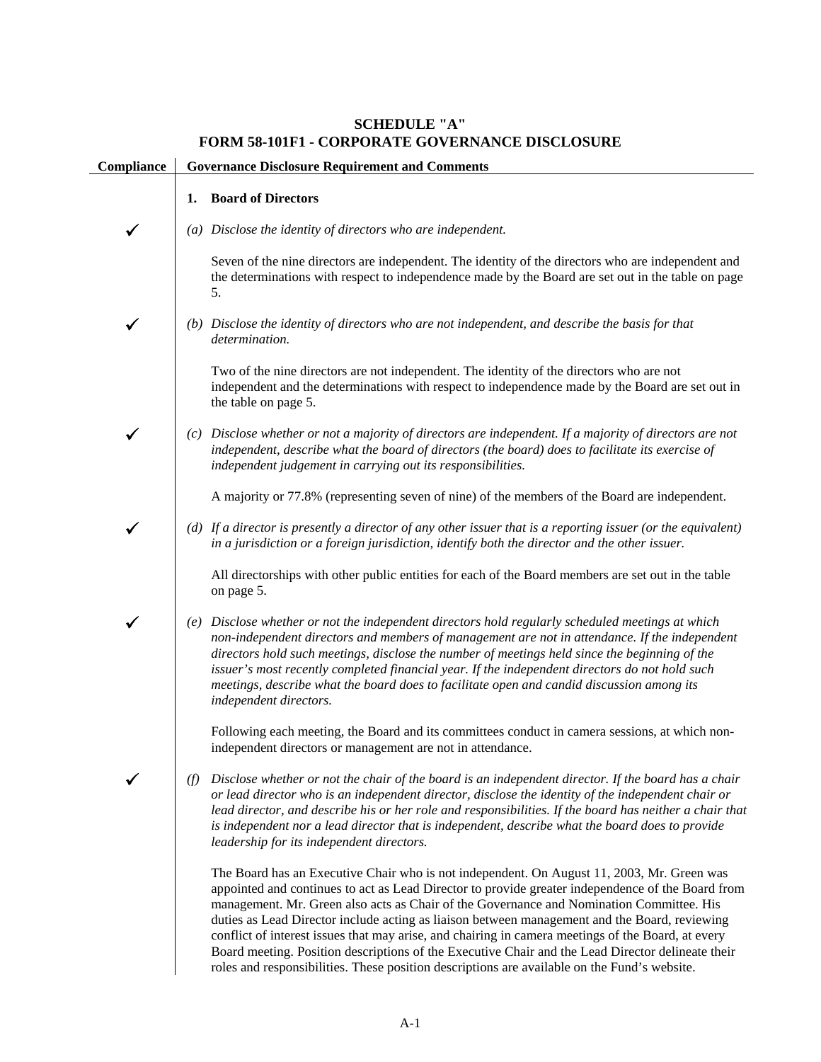## SCHEDULE "A"
## FORM 58-101F1 - CORPORATE GOVERNANCE DISCLOSURE

| Compliance | Governance Disclosure Requirement and Comments |
|---|---|
| | **1. Board of Directors** |
| ✓ | *(a) Disclose the identity of directors who are independent.* |
| | Seven of the nine directors are independent. The identity of the directors who are independent and the determinations with respect to independence made by the Board are set out in the table on page 5. |
| ✓ | *(b) Disclose the identity of directors who are not independent, and describe the basis for that determination.* |
| | Two of the nine directors are not independent. The identity of the directors who are not independent and the determinations with respect to independence made by the Board are set out in the table on page 5. |
| ✓ | *(c) Disclose whether or not a majority of directors are independent. If a majority of directors are not independent, describe what the board of directors (the board) does to facilitate its exercise of independent judgement in carrying out its responsibilities.* |
| | A majority or 77.8% (representing seven of nine) of the members of the Board are independent. |
| ✓ | *(d) If a director is presently a director of any other issuer that is a reporting issuer (or the equivalent) in a jurisdiction or a foreign jurisdiction, identify both the director and the other issuer.* |
| | All directorships with other public entities for each of the Board members are set out in the table on page 5. |
| ✓ | *(e) Disclose whether or not the independent directors hold regularly scheduled meetings at which non-independent directors and members of management are not in attendance. If the independent directors hold such meetings, disclose the number of meetings held since the beginning of the issuer's most recently completed financial year. If the independent directors do not hold such meetings, describe what the board does to facilitate open and candid discussion among its independent directors.* |
| | Following each meeting, the Board and its committees conduct in camera sessions, at which non-independent directors or management are not in attendance. |
| ✓ | *(f) Disclose whether or not the chair of the board is an independent director. If the board has a chair or lead director who is an independent director, disclose the identity of the independent chair or lead director, and describe his or her role and responsibilities. If the board has neither a chair that is independent nor a lead director that is independent, describe what the board does to provide leadership for its independent directors.* |
| | The Board has an Executive Chair who is not independent. On August 11, 2003, Mr. Green was appointed and continues to act as Lead Director to provide greater independence of the Board from management. Mr. Green also acts as Chair of the Governance and Nomination Committee. His duties as Lead Director include acting as liaison between management and the Board, reviewing conflict of interest issues that may arise, and chairing in camera meetings of the Board, at every Board meeting. Position descriptions of the Executive Chair and the Lead Director delineate their roles and responsibilities. These position descriptions are available on the Fund's website. |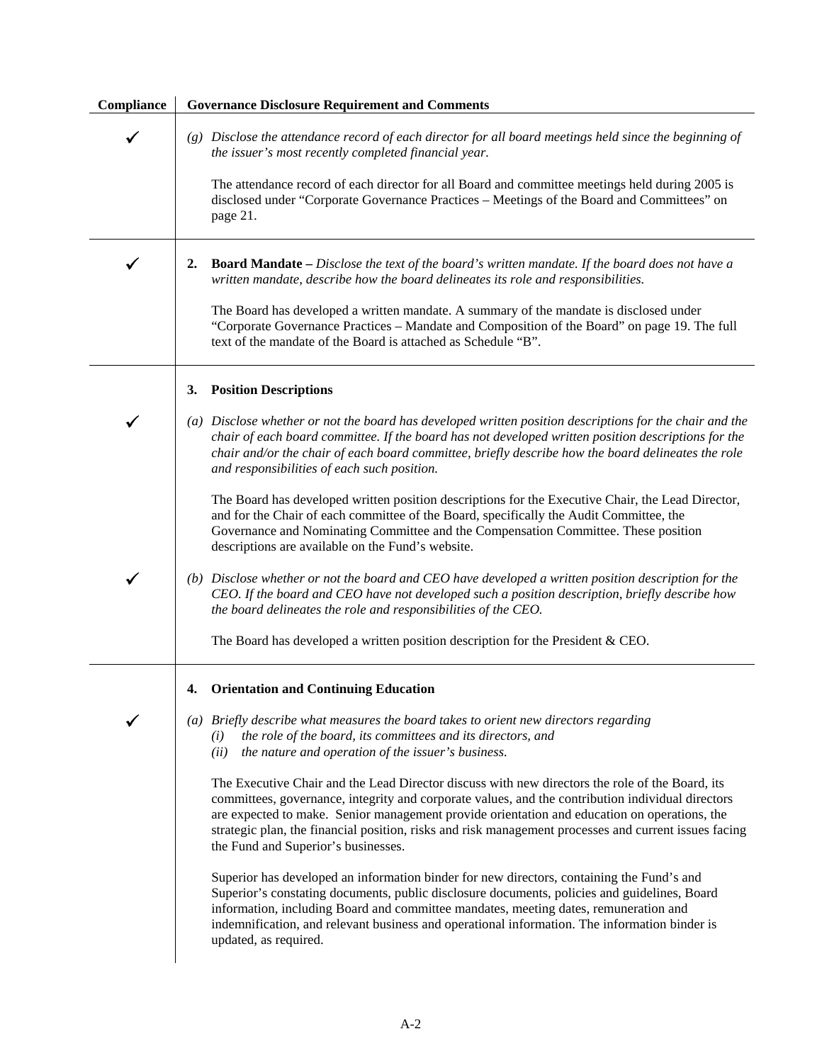| Compliance | Governance Disclosure Requirement and Comments |
|---|---|
| ✓ | *(g) Disclose the attendance record of each director for all board meetings held since the beginning of the issuer's most recently completed financial year.*<br><br>The attendance record of each director for all Board and committee meetings held during 2005 is disclosed under "Corporate Governance Practices – Meetings of the Board and Committees" on page 21. |
| ✓ | **2. Board Mandate –** *Disclose the text of the board's written mandate. If the board does not have a written mandate, describe how the board delineates its role and responsibilities.*<br><br>The Board has developed a written mandate. A summary of the mandate is disclosed under "Corporate Governance Practices – Mandate and Composition of the Board" on page 19. The full text of the mandate of the Board is attached as Schedule "B". |
| | **3. Position Descriptions** |
| ✓ | *(a) Disclose whether or not the board has developed written position descriptions for the chair and the chair of each board committee. If the board has not developed written position descriptions for the chair and/or the chair of each board committee, briefly describe how the board delineates the role and responsibilities of each such position.*<br><br>The Board has developed written position descriptions for the Executive Chair, the Lead Director, and for the Chair of each committee of the Board, specifically the Audit Committee, the Governance and Nominating Committee and the Compensation Committee. These position descriptions are available on the Fund's website. |
| ✓ | *(b) Disclose whether or not the board and CEO have developed a written position description for the CEO. If the board and CEO have not developed such a position description, briefly describe how the board delineates the role and responsibilities of the CEO.*<br><br>The Board has developed a written position description for the President & CEO. |
| | **4. Orientation and Continuing Education** |
| ✓ | *(a) Briefly describe what measures the board takes to orient new directors regarding*<br>*(i) the role of the board, its committees and its directors, and*<br>*(ii) the nature and operation of the issuer's business.*<br><br>The Executive Chair and the Lead Director discuss with new directors the role of the Board, its committees, governance, integrity and corporate values, and the contribution individual directors are expected to make. Senior management provide orientation and education on operations, the strategic plan, the financial position, risks and risk management processes and current issues facing the Fund and Superior's businesses.<br><br>Superior has developed an information binder for new directors, containing the Fund's and Superior's constating documents, public disclosure documents, policies and guidelines, Board information, including Board and committee mandates, meeting dates, remuneration and indemnification, and relevant business and operational information. The information binder is updated, as required. |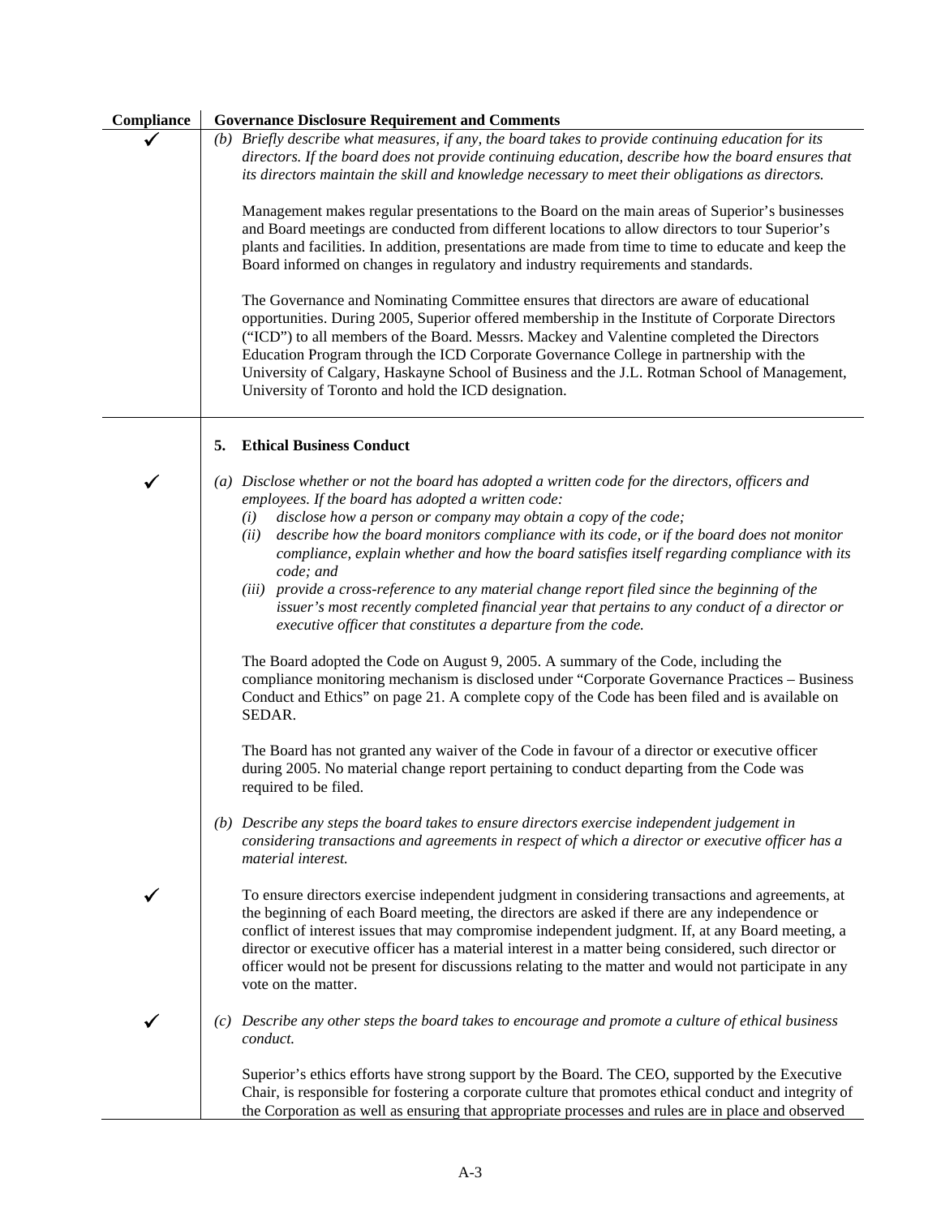| Compliance | Governance Disclosure Requirement and Comments |
|---|---|
| ✓ | *(b) Briefly describe what measures, if any, the board takes to provide continuing education for its directors. If the board does not provide continuing education, describe how the board ensures that its directors maintain the skill and knowledge necessary to meet their obligations as directors.*<br><br>Management makes regular presentations to the Board on the main areas of Superior's businesses and Board meetings are conducted from different locations to allow directors to tour Superior's plants and facilities. In addition, presentations are made from time to time to educate and keep the Board informed on changes in regulatory and industry requirements and standards.<br><br>The Governance and Nominating Committee ensures that directors are aware of educational opportunities. During 2005, Superior offered membership in the Institute of Corporate Directors ("ICD") to all members of the Board. Messrs. Mackey and Valentine completed the Directors Education Program through the ICD Corporate Governance College in partnership with the University of Calgary, Haskayne School of Business and the J.L. Rotman School of Management, University of Toronto and hold the ICD designation. |
| | **5. Ethical Business Conduct** |
| ✓ | *(a) Disclose whether or not the board has adopted a written code for the directors, officers and employees. If the board has adopted a written code:*<br>*(i) disclose how a person or company may obtain a copy of the code;*<br>*(ii) describe how the board monitors compliance with its code, or if the board does not monitor compliance, explain whether and how the board satisfies itself regarding compliance with its code; and*<br>*(iii) provide a cross-reference to any material change report filed since the beginning of the issuer's most recently completed financial year that pertains to any conduct of a director or executive officer that constitutes a departure from the code.*<br><br>The Board adopted the Code on August 9, 2005. A summary of the Code, including the compliance monitoring mechanism is disclosed under "Corporate Governance Practices – Business Conduct and Ethics" on page 21. A complete copy of the Code has been filed and is available on SEDAR.<br><br>The Board has not granted any waiver of the Code in favour of a director or executive officer during 2005. No material change report pertaining to conduct departing from the Code was required to be filed. |
| ✓ | *(b) Describe any steps the board takes to ensure directors exercise independent judgement in considering transactions and agreements in respect of which a director or executive officer has a material interest.*<br><br>To ensure directors exercise independent judgment in considering transactions and agreements, at the beginning of each Board meeting, the directors are asked if there are any independence or conflict of interest issues that may compromise independent judgment. If, at any Board meeting, a director or executive officer has a material interest in a matter being considered, such director or officer would not be present for discussions relating to the matter and would not participate in any vote on the matter. |
| ✓ | *(c) Describe any other steps the board takes to encourage and promote a culture of ethical business conduct.*<br><br>Superior's ethics efforts have strong support by the Board. The CEO, supported by the Executive Chair, is responsible for fostering a corporate culture that promotes ethical conduct and integrity of the Corporation as well as ensuring that appropriate processes and rules are in place and observed |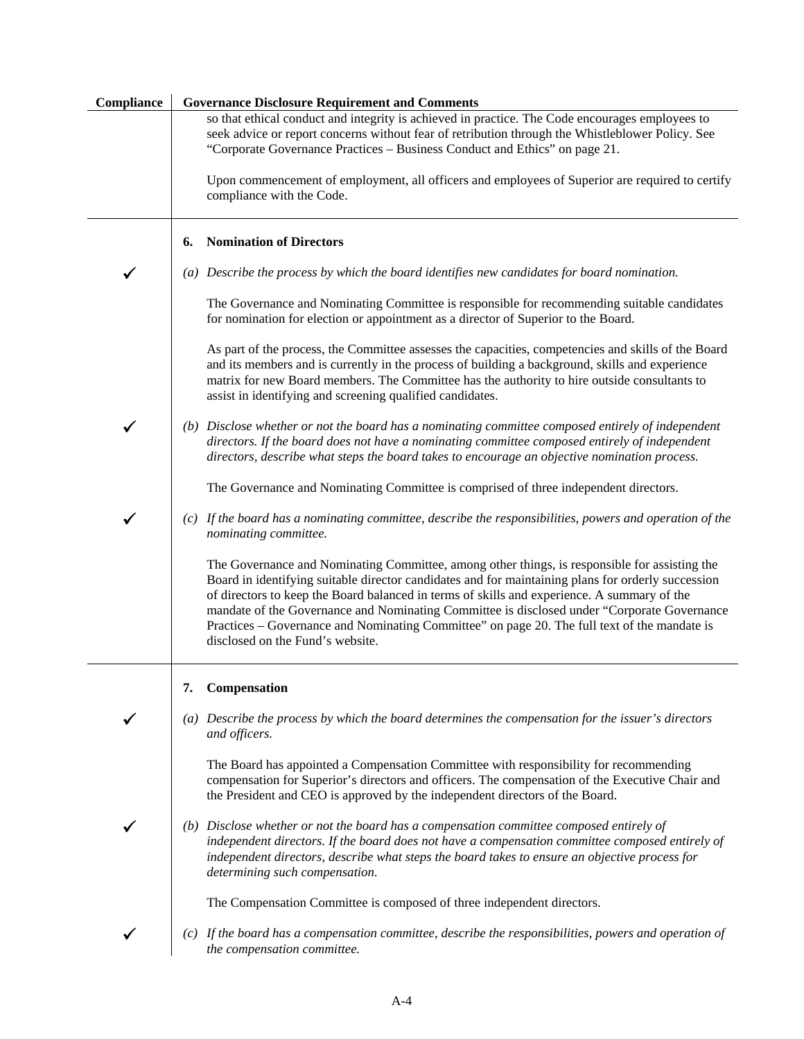| Compliance | Governance Disclosure Requirement and Comments |
|---|---|
| | so that ethical conduct and integrity is achieved in practice. The Code encourages employees to seek advice or report concerns without fear of retribution through the Whistleblower Policy. See "Corporate Governance Practices – Business Conduct and Ethics" on page 21.<br><br>Upon commencement of employment, all officers and employees of Superior are required to certify compliance with the Code. |
| | **6. Nomination of Directors** |
| ✓ | *(a) Describe the process by which the board identifies new candidates for board nomination.*<br><br>The Governance and Nominating Committee is responsible for recommending suitable candidates for nomination for election or appointment as a director of Superior to the Board.<br><br>As part of the process, the Committee assesses the capacities, competencies and skills of the Board and its members and is currently in the process of building a background, skills and experience matrix for new Board members. The Committee has the authority to hire outside consultants to assist in identifying and screening qualified candidates. |
| ✓ | *(b) Disclose whether or not the board has a nominating committee composed entirely of independent directors. If the board does not have a nominating committee composed entirely of independent directors, describe what steps the board takes to encourage an objective nomination process.*<br><br>The Governance and Nominating Committee is comprised of three independent directors. |
| ✓ | *(c) If the board has a nominating committee, describe the responsibilities, powers and operation of the nominating committee.*<br><br>The Governance and Nominating Committee, among other things, is responsible for assisting the Board in identifying suitable director candidates and for maintaining plans for orderly succession of directors to keep the Board balanced in terms of skills and experience. A summary of the mandate of the Governance and Nominating Committee is disclosed under "Corporate Governance Practices – Governance and Nominating Committee" on page 20. The full text of the mandate is disclosed on the Fund's website. |
| | **7. Compensation** |
| ✓ | *(a) Describe the process by which the board determines the compensation for the issuer's directors and officers.*<br><br>The Board has appointed a Compensation Committee with responsibility for recommending compensation for Superior's directors and officers. The compensation of the Executive Chair and the President and CEO is approved by the independent directors of the Board. |
| ✓ | *(b) Disclose whether or not the board has a compensation committee composed entirely of independent directors. If the board does not have a compensation committee composed entirely of independent directors, describe what steps the board takes to ensure an objective process for determining such compensation.*<br><br>The Compensation Committee is composed of three independent directors. |
| ✓ | *(c) If the board has a compensation committee, describe the responsibilities, powers and operation of the compensation committee.* |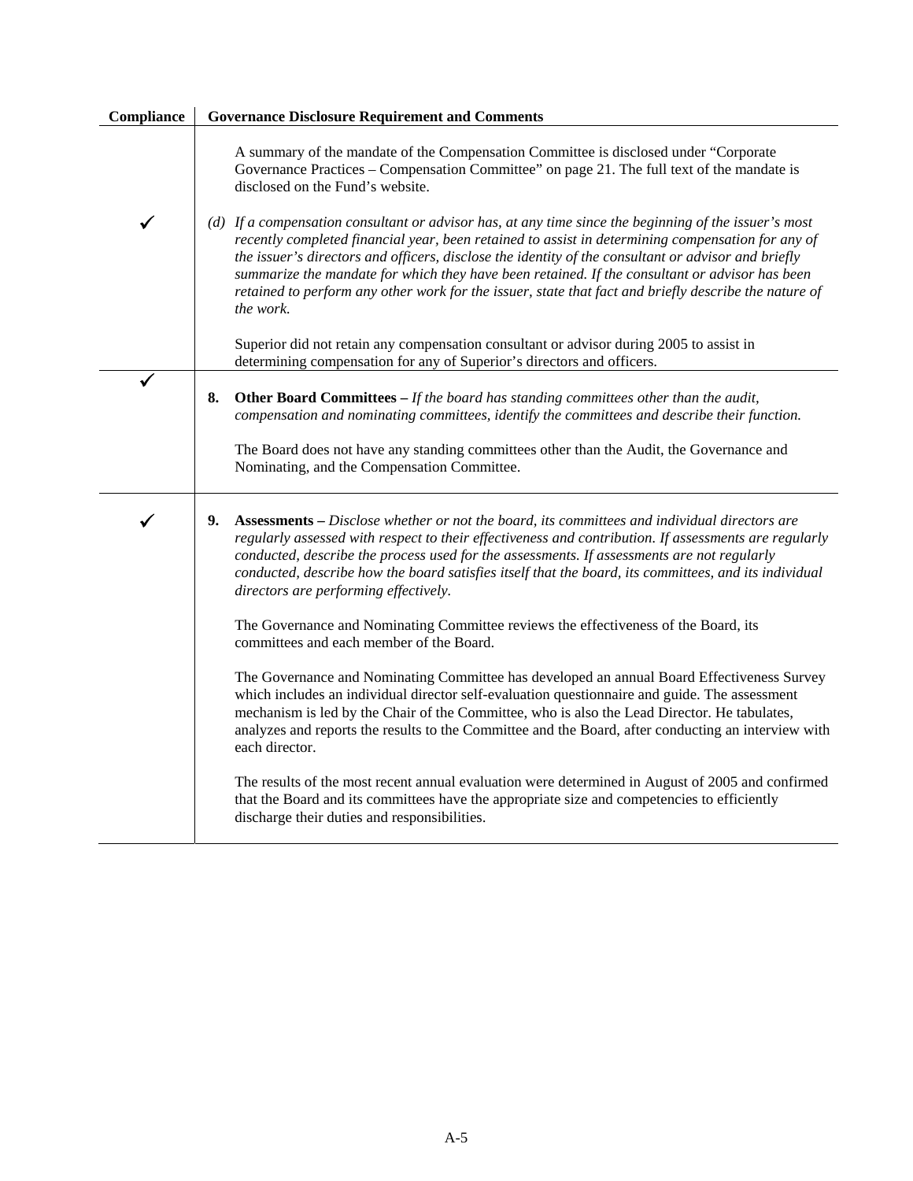| Compliance | Governance Disclosure Requirement and Comments |
| --- | --- |
| | A summary of the mandate of the Compensation Committee is disclosed under "Corporate Governance Practices – Compensation Committee" on page 21. The full text of the mandate is disclosed on the Fund's website. |
| ✓ | *(d) If a compensation consultant or advisor has, at any time since the beginning of the issuer's most recently completed financial year, been retained to assist in determining compensation for any of the issuer's directors and officers, disclose the identity of the consultant or advisor and briefly summarize the mandate for which they have been retained. If the consultant or advisor has been retained to perform any other work for the issuer, state that fact and briefly describe the nature of the work.*<br><br>Superior did not retain any compensation consultant or advisor during 2005 to assist in determining compensation for any of Superior's directors and officers. |
| ✓ | **8. Other Board Committees –** *If the board has standing committees other than the audit, compensation and nominating committees, identify the committees and describe their function.*<br><br>The Board does not have any standing committees other than the Audit, the Governance and Nominating, and the Compensation Committee. |
| ✓ | **9. Assessments –** *Disclose whether or not the board, its committees and individual directors are regularly assessed with respect to their effectiveness and contribution. If assessments are regularly conducted, describe the process used for the assessments. If assessments are not regularly conducted, describe how the board satisfies itself that the board, its committees, and its individual directors are performing effectively.*<br><br>The Governance and Nominating Committee reviews the effectiveness of the Board, its committees and each member of the Board.<br><br>The Governance and Nominating Committee has developed an annual Board Effectiveness Survey which includes an individual director self-evaluation questionnaire and guide. The assessment mechanism is led by the Chair of the Committee, who is also the Lead Director. He tabulates, analyzes and reports the results to the Committee and the Board, after conducting an interview with each director.<br><br>The results of the most recent annual evaluation were determined in August of 2005 and confirmed that the Board and its committees have the appropriate size and competencies to efficiently discharge their duties and responsibilities. |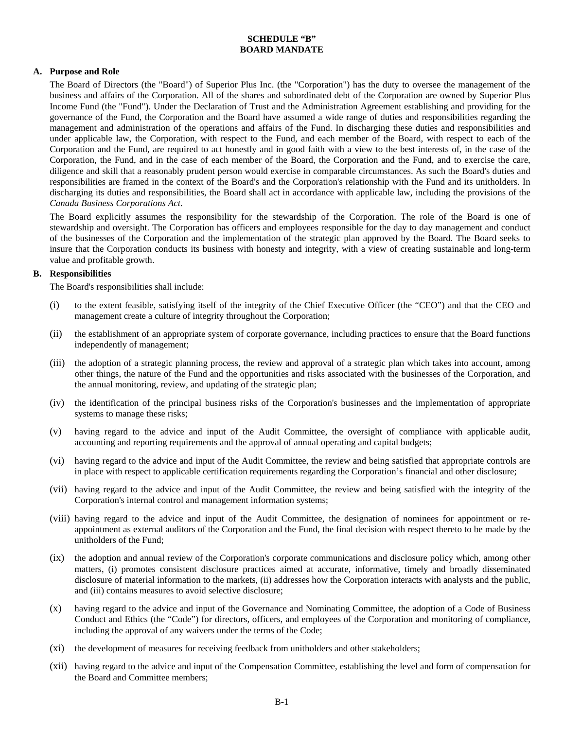# SCHEDULE "B"
# BOARD MANDATE

## A. Purpose and Role

The Board of Directors (the "Board") of Superior Plus Inc. (the "Corporation") has the duty to oversee the management of the business and affairs of the Corporation. All of the shares and subordinated debt of the Corporation are owned by Superior Plus Income Fund (the "Fund"). Under the Declaration of Trust and the Administration Agreement establishing and providing for the governance of the Fund, the Corporation and the Board have assumed a wide range of duties and responsibilities regarding the management and administration of the operations and affairs of the Fund. In discharging these duties and responsibilities and under applicable law, the Corporation, with respect to the Fund, and each member of the Board, with respect to each of the Corporation and the Fund, are required to act honestly and in good faith with a view to the best interests of, in the case of the Corporation, the Fund, and in the case of each member of the Board, the Corporation and the Fund, and to exercise the care, diligence and skill that a reasonably prudent person would exercise in comparable circumstances. As such the Board's duties and responsibilities are framed in the context of the Board's and the Corporation's relationship with the Fund and its unitholders. In discharging its duties and responsibilities, the Board shall act in accordance with applicable law, including the provisions of the *Canada Business Corporations Act*.

The Board explicitly assumes the responsibility for the stewardship of the Corporation. The role of the Board is one of stewardship and oversight. The Corporation has officers and employees responsible for the day to day management and conduct of the businesses of the Corporation and the implementation of the strategic plan approved by the Board. The Board seeks to insure that the Corporation conducts its business with honesty and integrity, with a view of creating sustainable and long-term value and profitable growth.

## B. Responsibilities

The Board's responsibilities shall include:

(i) to the extent feasible, satisfying itself of the integrity of the Chief Executive Officer (the "CEO") and that the CEO and management create a culture of integrity throughout the Corporation;

(ii) the establishment of an appropriate system of corporate governance, including practices to ensure that the Board functions independently of management;

(iii) the adoption of a strategic planning process, the review and approval of a strategic plan which takes into account, among other things, the nature of the Fund and the opportunities and risks associated with the businesses of the Corporation, and the annual monitoring, review, and updating of the strategic plan;

(iv) the identification of the principal business risks of the Corporation's businesses and the implementation of appropriate systems to manage these risks;

(v) having regard to the advice and input of the Audit Committee, the oversight of compliance with applicable audit, accounting and reporting requirements and the approval of annual operating and capital budgets;

(vi) having regard to the advice and input of the Audit Committee, the review and being satisfied that appropriate controls are in place with respect to applicable certification requirements regarding the Corporation's financial and other disclosure;

(vii) having regard to the advice and input of the Audit Committee, the review and being satisfied with the integrity of the Corporation's internal control and management information systems;

(viii) having regard to the advice and input of the Audit Committee, the designation of nominees for appointment or re-appointment as external auditors of the Corporation and the Fund, the final decision with respect thereto to be made by the unitholders of the Fund;

(ix) the adoption and annual review of the Corporation's corporate communications and disclosure policy which, among other matters, (i) promotes consistent disclosure practices aimed at accurate, informative, timely and broadly disseminated disclosure of material information to the markets, (ii) addresses how the Corporation interacts with analysts and the public, and (iii) contains measures to avoid selective disclosure;

(x) having regard to the advice and input of the Governance and Nominating Committee, the adoption of a Code of Business Conduct and Ethics (the "Code") for directors, officers, and employees of the Corporation and monitoring of compliance, including the approval of any waivers under the terms of the Code;

(xi) the development of measures for receiving feedback from unitholders and other stakeholders;

(xii) having regard to the advice and input of the Compensation Committee, establishing the level and form of compensation for the Board and Committee members;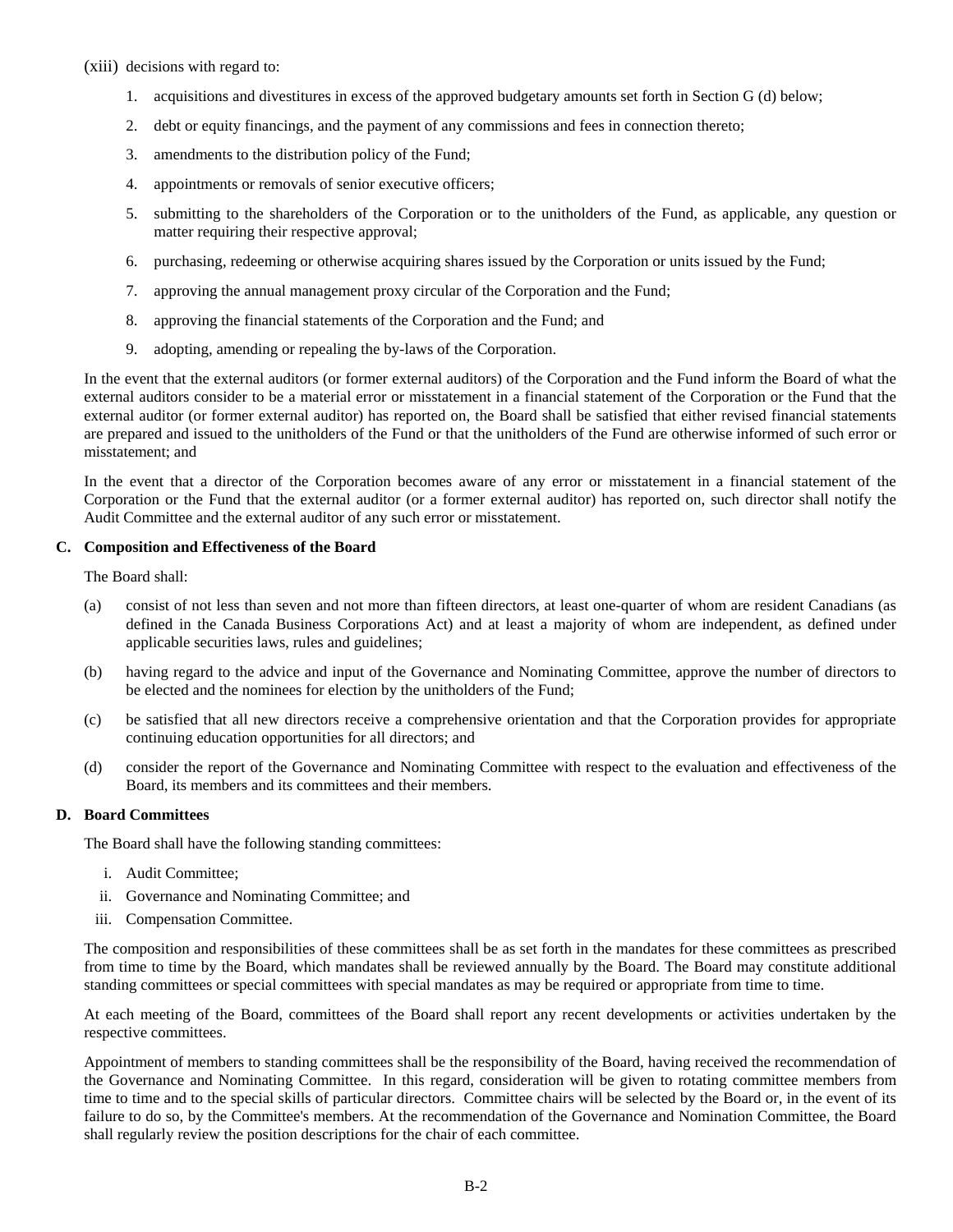(xiii) decisions with regard to:

1. acquisitions and divestitures in excess of the approved budgetary amounts set forth in Section G (d) below;
2. debt or equity financings, and the payment of any commissions and fees in connection thereto;
3. amendments to the distribution policy of the Fund;
4. appointments or removals of senior executive officers;
5. submitting to the shareholders of the Corporation or to the unitholders of the Fund, as applicable, any question or matter requiring their respective approval;
6. purchasing, redeeming or otherwise acquiring shares issued by the Corporation or units issued by the Fund;
7. approving the annual management proxy circular of the Corporation and the Fund;
8. approving the financial statements of the Corporation and the Fund; and
9. adopting, amending or repealing the by-laws of the Corporation.

In the event that the external auditors (or former external auditors) of the Corporation and the Fund inform the Board of what the external auditors consider to be a material error or misstatement in a financial statement of the Corporation or the Fund that the external auditor (or former external auditor) has reported on, the Board shall be satisfied that either revised financial statements are prepared and issued to the unitholders of the Fund or that the unitholders of the Fund are otherwise informed of such error or misstatement; and

In the event that a director of the Corporation becomes aware of any error or misstatement in a financial statement of the Corporation or the Fund that the external auditor (or a former external auditor) has reported on, such director shall notify the Audit Committee and the external auditor of any such error or misstatement.

**C. Composition and Effectiveness of the Board**

The Board shall:

(a) consist of not less than seven and not more than fifteen directors, at least one-quarter of whom are resident Canadians (as defined in the Canada Business Corporations Act) and at least a majority of whom are independent, as defined under applicable securities laws, rules and guidelines;

(b) having regard to the advice and input of the Governance and Nominating Committee, approve the number of directors to be elected and the nominees for election by the unitholders of the Fund;

(c) be satisfied that all new directors receive a comprehensive orientation and that the Corporation provides for appropriate continuing education opportunities for all directors; and

(d) consider the report of the Governance and Nominating Committee with respect to the evaluation and effectiveness of the Board, its members and its committees and their members.

**D. Board Committees**

The Board shall have the following standing committees:

i. Audit Committee;
ii. Governance and Nominating Committee; and
iii. Compensation Committee.

The composition and responsibilities of these committees shall be as set forth in the mandates for these committees as prescribed from time to time by the Board, which mandates shall be reviewed annually by the Board. The Board may constitute additional standing committees or special committees with special mandates as may be required or appropriate from time to time.

At each meeting of the Board, committees of the Board shall report any recent developments or activities undertaken by the respective committees.

Appointment of members to standing committees shall be the responsibility of the Board, having received the recommendation of the Governance and Nominating Committee. In this regard, consideration will be given to rotating committee members from time to time and to the special skills of particular directors. Committee chairs will be selected by the Board or, in the event of its failure to do so, by the Committee's members. At the recommendation of the Governance and Nomination Committee, the Board shall regularly review the position descriptions for the chair of each committee.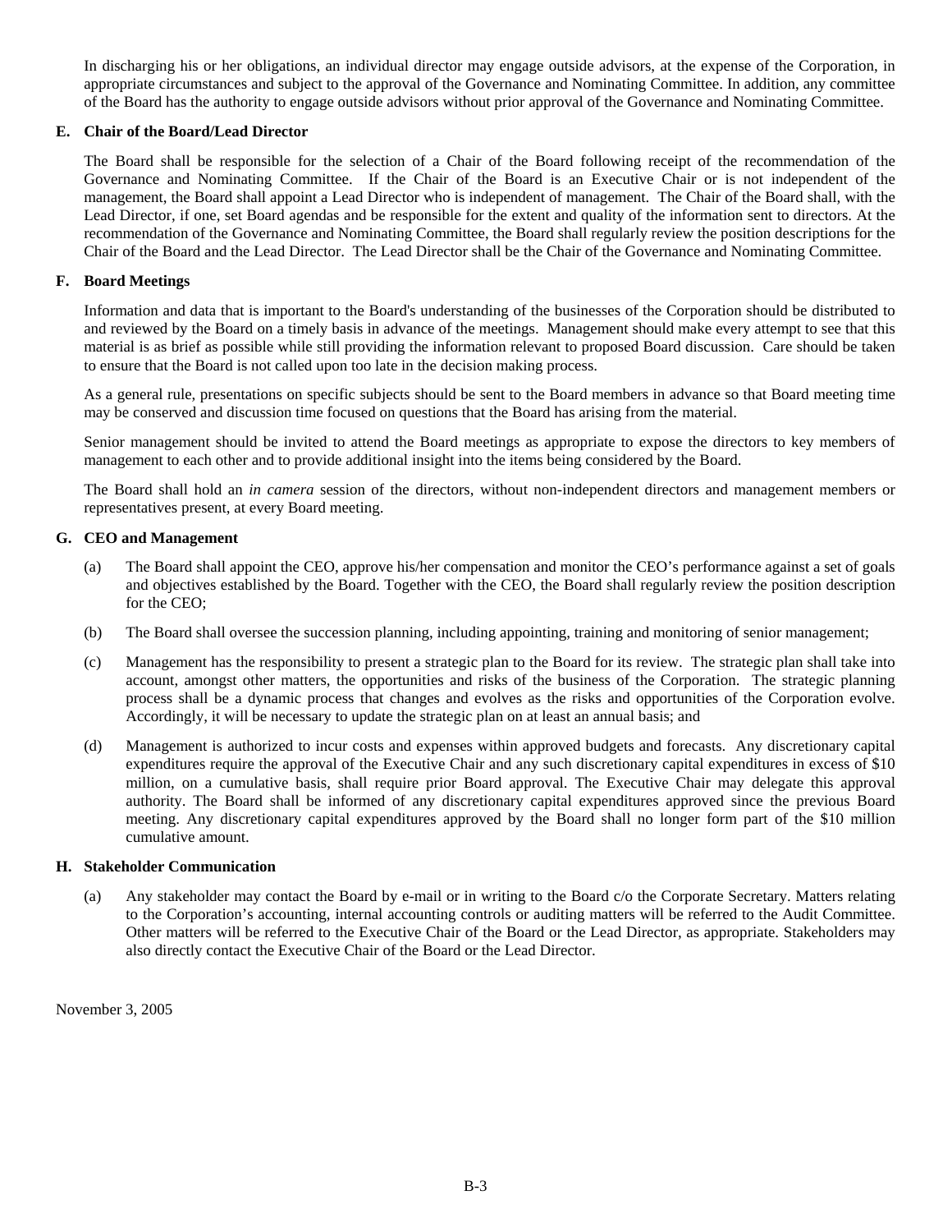In discharging his or her obligations, an individual director may engage outside advisors, at the expense of the Corporation, in appropriate circumstances and subject to the approval of the Governance and Nominating Committee. In addition, any committee of the Board has the authority to engage outside advisors without prior approval of the Governance and Nominating Committee.

### E. Chair of the Board/Lead Director

The Board shall be responsible for the selection of a Chair of the Board following receipt of the recommendation of the Governance and Nominating Committee. If the Chair of the Board is an Executive Chair or is not independent of the management, the Board shall appoint a Lead Director who is independent of management. The Chair of the Board shall, with the Lead Director, if one, set Board agendas and be responsible for the extent and quality of the information sent to directors. At the recommendation of the Governance and Nominating Committee, the Board shall regularly review the position descriptions for the Chair of the Board and the Lead Director. The Lead Director shall be the Chair of the Governance and Nominating Committee.

### F. Board Meetings

Information and data that is important to the Board's understanding of the businesses of the Corporation should be distributed to and reviewed by the Board on a timely basis in advance of the meetings. Management should make every attempt to see that this material is as brief as possible while still providing the information relevant to proposed Board discussion. Care should be taken to ensure that the Board is not called upon too late in the decision making process.

As a general rule, presentations on specific subjects should be sent to the Board members in advance so that Board meeting time may be conserved and discussion time focused on questions that the Board has arising from the material.

Senior management should be invited to attend the Board meetings as appropriate to expose the directors to key members of management to each other and to provide additional insight into the items being considered by the Board.

The Board shall hold an *in camera* session of the directors, without non-independent directors and management members or representatives present, at every Board meeting.

### G. CEO and Management

(a) The Board shall appoint the CEO, approve his/her compensation and monitor the CEO's performance against a set of goals and objectives established by the Board. Together with the CEO, the Board shall regularly review the position description for the CEO;

(b) The Board shall oversee the succession planning, including appointing, training and monitoring of senior management;

(c) Management has the responsibility to present a strategic plan to the Board for its review. The strategic plan shall take into account, amongst other matters, the opportunities and risks of the business of the Corporation. The strategic planning process shall be a dynamic process that changes and evolves as the risks and opportunities of the Corporation evolve. Accordingly, it will be necessary to update the strategic plan on at least an annual basis; and

(d) Management is authorized to incur costs and expenses within approved budgets and forecasts. Any discretionary capital expenditures require the approval of the Executive Chair and any such discretionary capital expenditures in excess of $10 million, on a cumulative basis, shall require prior Board approval. The Executive Chair may delegate this approval authority. The Board shall be informed of any discretionary capital expenditures approved since the previous Board meeting. Any discretionary capital expenditures approved by the Board shall no longer form part of the $10 million cumulative amount.

### H. Stakeholder Communication

(a) Any stakeholder may contact the Board by e-mail or in writing to the Board c/o the Corporate Secretary. Matters relating to the Corporation's accounting, internal accounting controls or auditing matters will be referred to the Audit Committee. Other matters will be referred to the Executive Chair of the Board or the Lead Director, as appropriate. Stakeholders may also directly contact the Executive Chair of the Board or the Lead Director.

November 3, 2005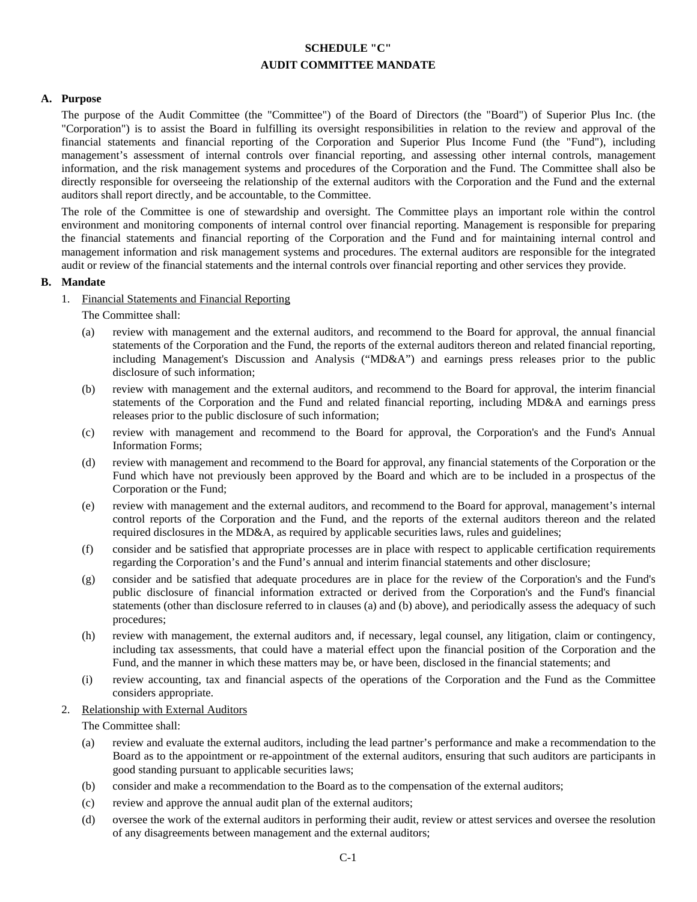# SCHEDULE "C"

## AUDIT COMMITTEE MANDATE

### A. Purpose

The purpose of the Audit Committee (the "Committee") of the Board of Directors (the "Board") of Superior Plus Inc. (the "Corporation") is to assist the Board in fulfilling its oversight responsibilities in relation to the review and approval of the financial statements and financial reporting of the Corporation and Superior Plus Income Fund (the "Fund"), including management's assessment of internal controls over financial reporting, and assessing other internal controls, management information, and the risk management systems and procedures of the Corporation and the Fund. The Committee shall also be directly responsible for overseeing the relationship of the external auditors with the Corporation and the Fund and the external auditors shall report directly, and be accountable, to the Committee.

The role of the Committee is one of stewardship and oversight. The Committee plays an important role within the control environment and monitoring components of internal control over financial reporting. Management is responsible for preparing the financial statements and financial reporting of the Corporation and the Fund and for maintaining internal control and management information and risk management systems and procedures. The external auditors are responsible for the integrated audit or review of the financial statements and the internal controls over financial reporting and other services they provide.

### B. Mandate

1. Financial Statements and Financial Reporting

   The Committee shall:

   (a) review with management and the external auditors, and recommend to the Board for approval, the annual financial statements of the Corporation and the Fund, the reports of the external auditors thereon and related financial reporting, including Management's Discussion and Analysis ("MD&A") and earnings press releases prior to the public disclosure of such information;

   (b) review with management and the external auditors, and recommend to the Board for approval, the interim financial statements of the Corporation and the Fund and related financial reporting, including MD&A and earnings press releases prior to the public disclosure of such information;

   (c) review with management and recommend to the Board for approval, the Corporation's and the Fund's Annual Information Forms;

   (d) review with management and recommend to the Board for approval, any financial statements of the Corporation or the Fund which have not previously been approved by the Board and which are to be included in a prospectus of the Corporation or the Fund;

   (e) review with management and the external auditors, and recommend to the Board for approval, management's internal control reports of the Corporation and the Fund, and the reports of the external auditors thereon and the related required disclosures in the MD&A, as required by applicable securities laws, rules and guidelines;

   (f) consider and be satisfied that appropriate processes are in place with respect to applicable certification requirements regarding the Corporation's and the Fund's annual and interim financial statements and other disclosure;

   (g) consider and be satisfied that adequate procedures are in place for the review of the Corporation's and the Fund's public disclosure of financial information extracted or derived from the Corporation's and the Fund's financial statements (other than disclosure referred to in clauses (a) and (b) above), and periodically assess the adequacy of such procedures;

   (h) review with management, the external auditors and, if necessary, legal counsel, any litigation, claim or contingency, including tax assessments, that could have a material effect upon the financial position of the Corporation and the Fund, and the manner in which these matters may be, or have been, disclosed in the financial statements; and

   (i) review accounting, tax and financial aspects of the operations of the Corporation and the Fund as the Committee considers appropriate.

2. Relationship with External Auditors

   The Committee shall:

   (a) review and evaluate the external auditors, including the lead partner's performance and make a recommendation to the Board as to the appointment or re-appointment of the external auditors, ensuring that such auditors are participants in good standing pursuant to applicable securities laws;

   (b) consider and make a recommendation to the Board as to the compensation of the external auditors;

   (c) review and approve the annual audit plan of the external auditors;

   (d) oversee the work of the external auditors in performing their audit, review or attest services and oversee the resolution of any disagreements between management and the external auditors;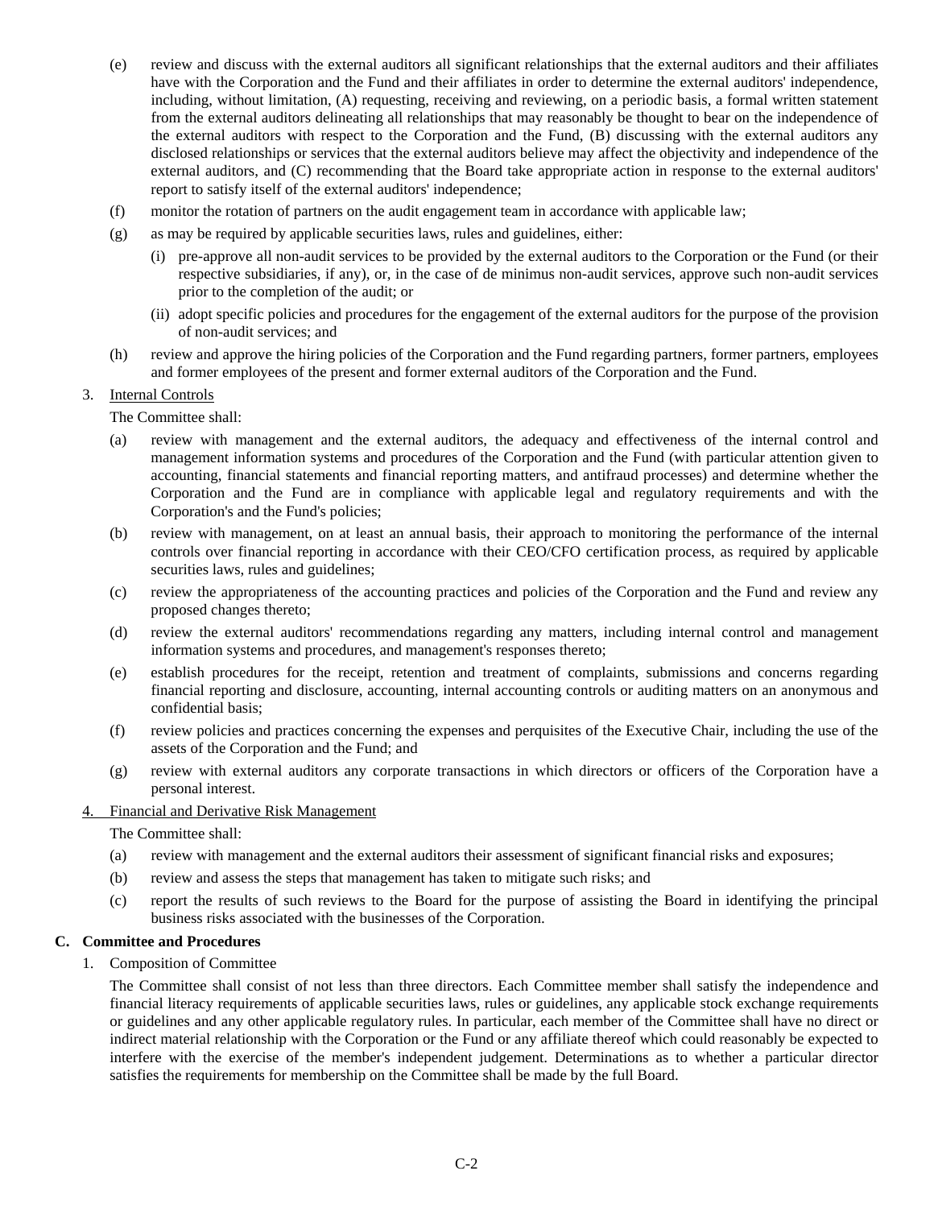(e) review and discuss with the external auditors all significant relationships that the external auditors and their affiliates have with the Corporation and the Fund and their affiliates in order to determine the external auditors' independence, including, without limitation, (A) requesting, receiving and reviewing, on a periodic basis, a formal written statement from the external auditors delineating all relationships that may reasonably be thought to bear on the independence of the external auditors with respect to the Corporation and the Fund, (B) discussing with the external auditors any disclosed relationships or services that the external auditors believe may affect the objectivity and independence of the external auditors, and (C) recommending that the Board take appropriate action in response to the external auditors' report to satisfy itself of the external auditors' independence;

(f) monitor the rotation of partners on the audit engagement team in accordance with applicable law;

(g) as may be required by applicable securities laws, rules and guidelines, either:

   (i) pre-approve all non-audit services to be provided by the external auditors to the Corporation or the Fund (or their respective subsidiaries, if any), or, in the case of de minimus non-audit services, approve such non-audit services prior to the completion of the audit; or

   (ii) adopt specific policies and procedures for the engagement of the external auditors for the purpose of the provision of non-audit services; and

(h) review and approve the hiring policies of the Corporation and the Fund regarding partners, former partners, employees and former employees of the present and former external auditors of the Corporation and the Fund.

3. Internal Controls

The Committee shall:

(a) review with management and the external auditors, the adequacy and effectiveness of the internal control and management information systems and procedures of the Corporation and the Fund (with particular attention given to accounting, financial statements and financial reporting matters, and antifraud processes) and determine whether the Corporation and the Fund are in compliance with applicable legal and regulatory requirements and with the Corporation's and the Fund's policies;

(b) review with management, on at least an annual basis, their approach to monitoring the performance of the internal controls over financial reporting in accordance with their CEO/CFO certification process, as required by applicable securities laws, rules and guidelines;

(c) review the appropriateness of the accounting practices and policies of the Corporation and the Fund and review any proposed changes thereto;

(d) review the external auditors' recommendations regarding any matters, including internal control and management information systems and procedures, and management's responses thereto;

(e) establish procedures for the receipt, retention and treatment of complaints, submissions and concerns regarding financial reporting and disclosure, accounting, internal accounting controls or auditing matters on an anonymous and confidential basis;

(f) review policies and practices concerning the expenses and perquisites of the Executive Chair, including the use of the assets of the Corporation and the Fund; and

(g) review with external auditors any corporate transactions in which directors or officers of the Corporation have a personal interest.

4. Financial and Derivative Risk Management

The Committee shall:

(a) review with management and the external auditors their assessment of significant financial risks and exposures;

(b) review and assess the steps that management has taken to mitigate such risks; and

(c) report the results of such reviews to the Board for the purpose of assisting the Board in identifying the principal business risks associated with the businesses of the Corporation.

**C. Committee and Procedures**

1. Composition of Committee

The Committee shall consist of not less than three directors. Each Committee member shall satisfy the independence and financial literacy requirements of applicable securities laws, rules or guidelines, any applicable stock exchange requirements or guidelines and any other applicable regulatory rules. In particular, each member of the Committee shall have no direct or indirect material relationship with the Corporation or the Fund or any affiliate thereof which could reasonably be expected to interfere with the exercise of the member's independent judgement. Determinations as to whether a particular director satisfies the requirements for membership on the Committee shall be made by the full Board.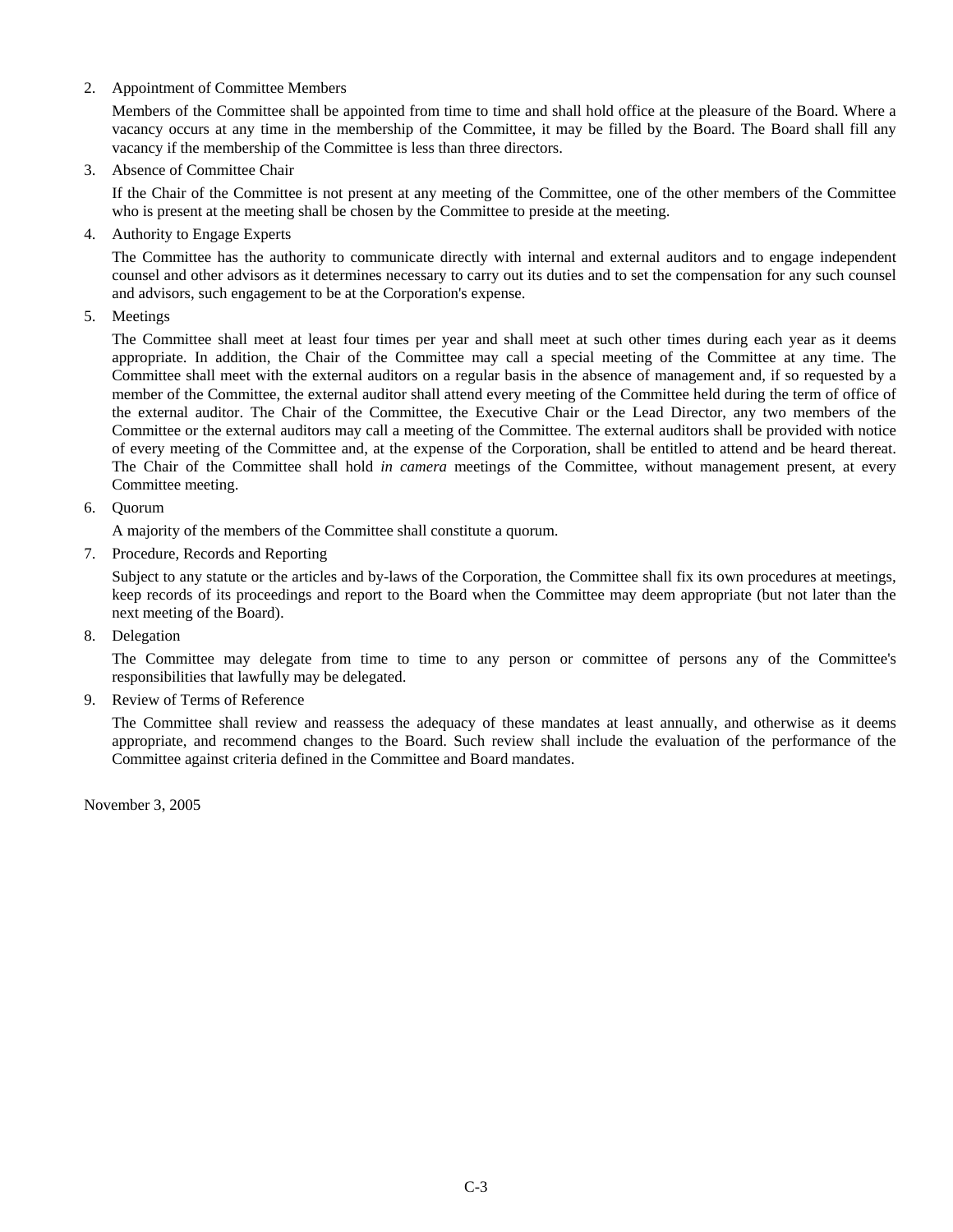2. Appointment of Committee Members

   Members of the Committee shall be appointed from time to time and shall hold office at the pleasure of the Board. Where a vacancy occurs at any time in the membership of the Committee, it may be filled by the Board. The Board shall fill any vacancy if the membership of the Committee is less than three directors.

3. Absence of Committee Chair

   If the Chair of the Committee is not present at any meeting of the Committee, one of the other members of the Committee who is present at the meeting shall be chosen by the Committee to preside at the meeting.

4. Authority to Engage Experts

   The Committee has the authority to communicate directly with internal and external auditors and to engage independent counsel and other advisors as it determines necessary to carry out its duties and to set the compensation for any such counsel and advisors, such engagement to be at the Corporation's expense.

5. Meetings

   The Committee shall meet at least four times per year and shall meet at such other times during each year as it deems appropriate. In addition, the Chair of the Committee may call a special meeting of the Committee at any time. The Committee shall meet with the external auditors on a regular basis in the absence of management and, if so requested by a member of the Committee, the external auditor shall attend every meeting of the Committee held during the term of office of the external auditor. The Chair of the Committee, the Executive Chair or the Lead Director, any two members of the Committee or the external auditors may call a meeting of the Committee. The external auditors shall be provided with notice of every meeting of the Committee and, at the expense of the Corporation, shall be entitled to attend and be heard thereat. The Chair of the Committee shall hold *in camera* meetings of the Committee, without management present, at every Committee meeting.

6. Quorum

   A majority of the members of the Committee shall constitute a quorum.

7. Procedure, Records and Reporting

   Subject to any statute or the articles and by-laws of the Corporation, the Committee shall fix its own procedures at meetings, keep records of its proceedings and report to the Board when the Committee may deem appropriate (but not later than the next meeting of the Board).

8. Delegation

   The Committee may delegate from time to time to any person or committee of persons any of the Committee's responsibilities that lawfully may be delegated.

9. Review of Terms of Reference

   The Committee shall review and reassess the adequacy of these mandates at least annually, and otherwise as it deems appropriate, and recommend changes to the Board. Such review shall include the evaluation of the performance of the Committee against criteria defined in the Committee and Board mandates.

November 3, 2005